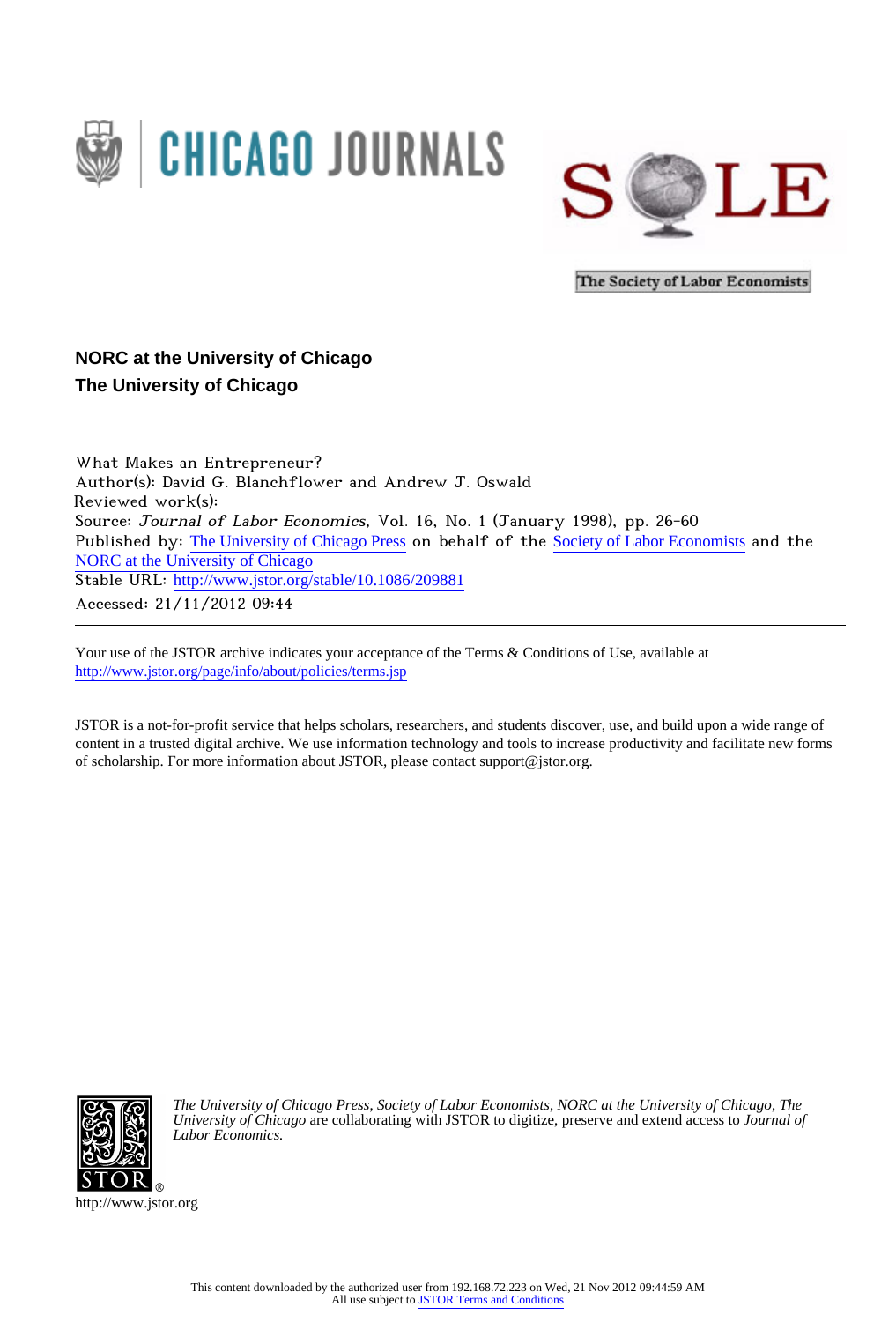CHICAGO JOURNALS

SOLE

The Society of Labor Economists

**NORC at the University of Chicago**
**The University of Chicago**

---

What Makes an Entrepreneur?
Author(s): David G. Blanchflower and Andrew J. Oswald
Reviewed work(s):
Source: *Journal of Labor Economics*, Vol. 16, No. 1 (January 1998), pp. 26-60
Published by: The University of Chicago Press on behalf of the Society of Labor Economists and the NORC at the University of Chicago
Stable URL: http://www.jstor.org/stable/10.1086/209881
Accessed: 21/11/2012 09:44

---

Your use of the JSTOR archive indicates your acceptance of the Terms & Conditions of Use, available at http://www.jstor.org/page/info/about/policies/terms.jsp

JSTOR is a not-for-profit service that helps scholars, researchers, and students discover, use, and build upon a wide range of content in a trusted digital archive. We use information technology and tools to increase productivity and facilitate new forms of scholarship. For more information about JSTOR, please contact support@jstor.org.

*The University of Chicago Press, Society of Labor Economists, NORC at the University of Chicago, The University of Chicago* are collaborating with JSTOR to digitize, preserve and extend access to *Journal of Labor Economics.*

http://www.jstor.org

This content downloaded by the authorized user from 192.168.72.223 on Wed, 21 Nov 2012 09:44:59 AM
All use subject to JSTOR Terms and Conditions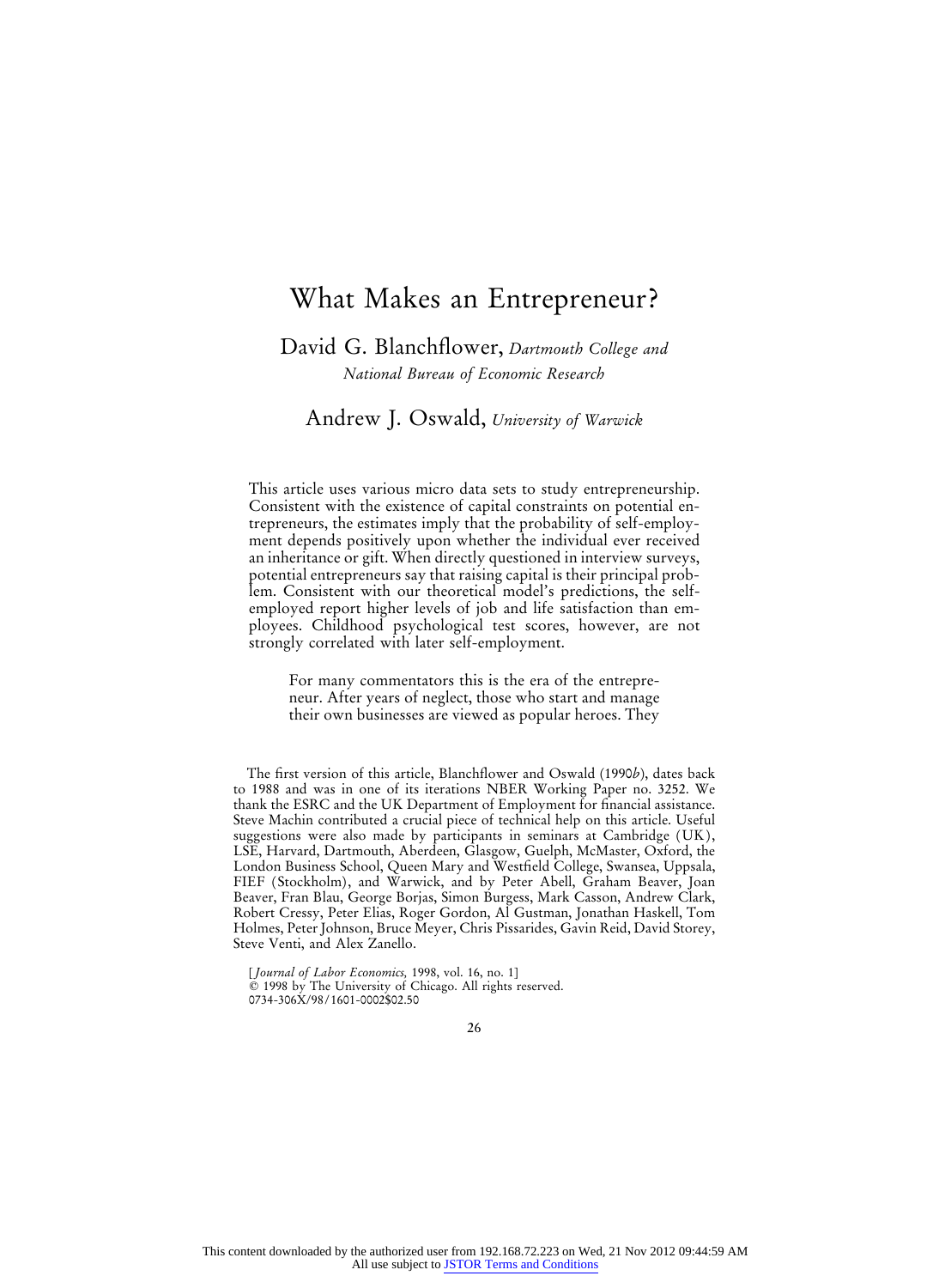# What Makes an Entrepreneur?

David G. Blanchflower, *Dartmouth College and National Bureau of Economic Research*

Andrew J. Oswald, *University of Warwick*

This article uses various micro data sets to study entrepreneurship. Consistent with the existence of capital constraints on potential entrepreneurs, the estimates imply that the probability of self-employment depends positively upon whether the individual ever received an inheritance or gift. When directly questioned in interview surveys, potential entrepreneurs say that raising capital is their principal problem. Consistent with our theoretical model's predictions, the self-employed report higher levels of job and life satisfaction than employees. Childhood psychological test scores, however, are not strongly correlated with later self-employment.

> For many commentators this is the era of the entrepreneur. After years of neglect, those who start and manage their own businesses are viewed as popular heroes. They

The first version of this article, Blanchflower and Oswald (1990*b*), dates back to 1988 and was in one of its iterations NBER Working Paper no. 3252. We thank the ESRC and the UK Department of Employment for financial assistance. Steve Machin contributed a crucial piece of technical help on this article. Useful suggestions were also made by participants in seminars at Cambridge (UK), LSE, Harvard, Dartmouth, Aberdeen, Glasgow, Guelph, McMaster, Oxford, the London Business School, Queen Mary and Westfield College, Swansea, Uppsala, FIEF (Stockholm), and Warwick, and by Peter Abell, Graham Beaver, Joan Beaver, Fran Blau, George Borjas, Simon Burgess, Mark Casson, Andrew Clark, Robert Cressy, Peter Elias, Roger Gordon, Al Gustman, Jonathan Haskell, Tom Holmes, Peter Johnson, Bruce Meyer, Chris Pissarides, Gavin Reid, David Storey, Steve Venti, and Alex Zanello.

[*Journal of Labor Economics,* 1998, vol. 16, no. 1]
© 1998 by The University of Chicago. All rights reserved.
0734-306X/98/1601-0002$02.50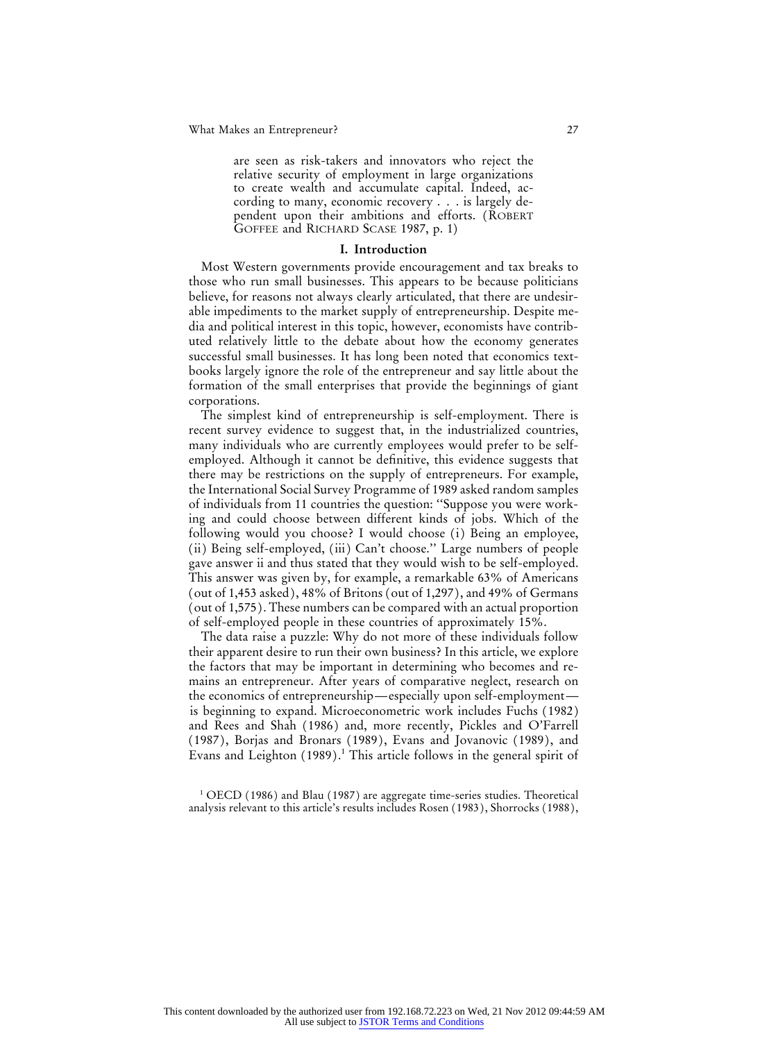are seen as risk-takers and innovators who reject the relative security of employment in large organizations to create wealth and accumulate capital. Indeed, according to many, economic recovery . . . is largely dependent upon their ambitions and efforts. (ROBERT GOFFEE and RICHARD SCASE 1987, p. 1)

## I. Introduction

Most Western governments provide encouragement and tax breaks to those who run small businesses. This appears to be because politicians believe, for reasons not always clearly articulated, that there are undesirable impediments to the market supply of entrepreneurship. Despite media and political interest in this topic, however, economists have contributed relatively little to the debate about how the economy generates successful small businesses. It has long been noted that economics textbooks largely ignore the role of the entrepreneur and say little about the formation of the small enterprises that provide the beginnings of giant corporations.

The simplest kind of entrepreneurship is self-employment. There is recent survey evidence to suggest that, in the industrialized countries, many individuals who are currently employees would prefer to be self-employed. Although it cannot be definitive, this evidence suggests that there may be restrictions on the supply of entrepreneurs. For example, the International Social Survey Programme of 1989 asked random samples of individuals from 11 countries the question: "Suppose you were working and could choose between different kinds of jobs. Which of the following would you choose? I would choose (i) Being an employee, (ii) Being self-employed, (iii) Can't choose." Large numbers of people gave answer ii and thus stated that they would wish to be self-employed. This answer was given by, for example, a remarkable 63% of Americans (out of 1,453 asked), 48% of Britons (out of 1,297), and 49% of Germans (out of 1,575). These numbers can be compared with an actual proportion of self-employed people in these countries of approximately 15%.

The data raise a puzzle: Why do not more of these individuals follow their apparent desire to run their own business? In this article, we explore the factors that may be important in determining who becomes and remains an entrepreneur. After years of comparative neglect, research on the economics of entrepreneurship—especially upon self-employment—is beginning to expand. Microeconometric work includes Fuchs (1982) and Rees and Shah (1986) and, more recently, Pickles and O'Farrell (1987), Borjas and Bronars (1989), Evans and Jovanovic (1989), and Evans and Leighton (1989).[1] This article follows in the general spirit of

[1] OECD (1986) and Blau (1987) are aggregate time-series studies. Theoretical analysis relevant to this article's results includes Rosen (1983), Shorrocks (1988),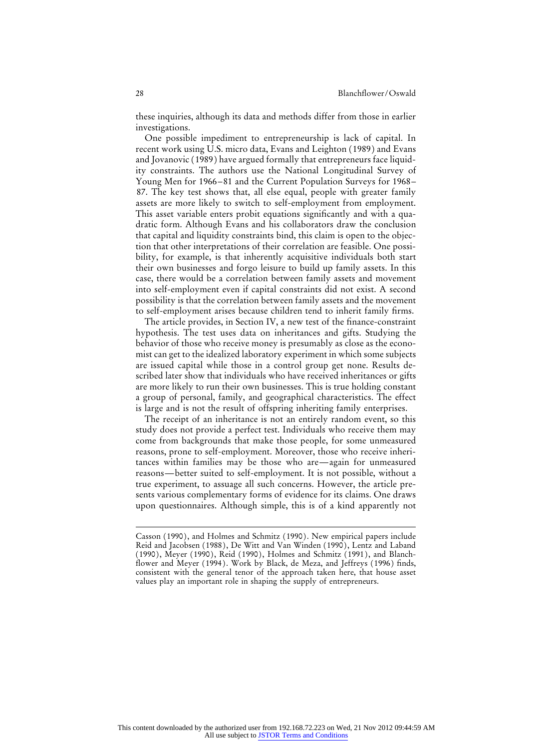these inquiries, although its data and methods differ from those in earlier investigations.

One possible impediment to entrepreneurship is lack of capital. In recent work using U.S. micro data, Evans and Leighton (1989) and Evans and Jovanovic (1989) have argued formally that entrepreneurs face liquidity constraints. The authors use the National Longitudinal Survey of Young Men for 1966–81 and the Current Population Surveys for 1968–87. The key test shows that, all else equal, people with greater family assets are more likely to switch to self-employment from employment. This asset variable enters probit equations significantly and with a quadratic form. Although Evans and his collaborators draw the conclusion that capital and liquidity constraints bind, this claim is open to the objection that other interpretations of their correlation are feasible. One possibility, for example, is that inherently acquisitive individuals both start their own businesses and forgo leisure to build up family assets. In this case, there would be a correlation between family assets and movement into self-employment even if capital constraints did not exist. A second possibility is that the correlation between family assets and the movement to self-employment arises because children tend to inherit family firms.

The article provides, in Section IV, a new test of the finance-constraint hypothesis. The test uses data on inheritances and gifts. Studying the behavior of those who receive money is presumably as close as the economist can get to the idealized laboratory experiment in which some subjects are issued capital while those in a control group get none. Results described later show that individuals who have received inheritances or gifts are more likely to run their own businesses. This is true holding constant a group of personal, family, and geographical characteristics. The effect is large and is not the result of offspring inheriting family enterprises.

The receipt of an inheritance is not an entirely random event, so this study does not provide a perfect test. Individuals who receive them may come from backgrounds that make those people, for some unmeasured reasons, prone to self-employment. Moreover, those who receive inheritances within families may be those who are—again for unmeasured reasons—better suited to self-employment. It is not possible, without a true experiment, to assuage all such concerns. However, the article presents various complementary forms of evidence for its claims. One draws upon questionnaires. Although simple, this is of a kind apparently not

---

Casson (1990), and Holmes and Schmitz (1990). New empirical papers include Reid and Jacobsen (1988), De Witt and Van Winden (1990), Lentz and Laband (1990), Meyer (1990), Reid (1990), Holmes and Schmitz (1991), and Blanchflower and Meyer (1994). Work by Black, de Meza, and Jeffreys (1996) finds, consistent with the general tenor of the approach taken here, that house asset values play an important role in shaping the supply of entrepreneurs.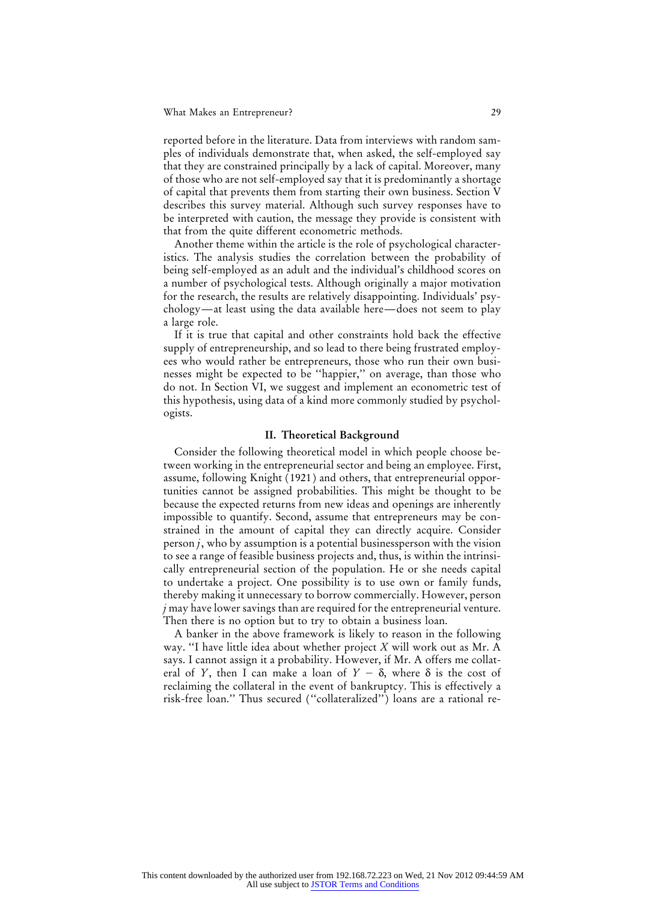reported before in the literature. Data from interviews with random samples of individuals demonstrate that, when asked, the self-employed say that they are constrained principally by a lack of capital. Moreover, many of those who are not self-employed say that it is predominantly a shortage of capital that prevents them from starting their own business. Section V describes this survey material. Although such survey responses have to be interpreted with caution, the message they provide is consistent with that from the quite different econometric methods.

Another theme within the article is the role of psychological characteristics. The analysis studies the correlation between the probability of being self-employed as an adult and the individual's childhood scores on a number of psychological tests. Although originally a major motivation for the research, the results are relatively disappointing. Individuals' psychology—at least using the data available here—does not seem to play a large role.

If it is true that capital and other constraints hold back the effective supply of entrepreneurship, and so lead to there being frustrated employees who would rather be entrepreneurs, those who run their own businesses might be expected to be "happier," on average, than those who do not. In Section VI, we suggest and implement an econometric test of this hypothesis, using data of a kind more commonly studied by psychologists.

## II. Theoretical Background

Consider the following theoretical model in which people choose between working in the entrepreneurial sector and being an employee. First, assume, following Knight (1921) and others, that entrepreneurial opportunities cannot be assigned probabilities. This might be thought to be because the expected returns from new ideas and openings are inherently impossible to quantify. Second, assume that entrepreneurs may be constrained in the amount of capital they can directly acquire. Consider person $j$, who by assumption is a potential businessperson with the vision to see a range of feasible business projects and, thus, is within the intrinsically entrepreneurial section of the population. He or she needs capital to undertake a project. One possibility is to use own or family funds, thereby making it unnecessary to borrow commercially. However, person $j$ may have lower savings than are required for the entrepreneurial venture. Then there is no option but to try to obtain a business loan.

A banker in the above framework is likely to reason in the following way. "I have little idea about whether project $X$ will work out as Mr. A says. I cannot assign it a probability. However, if Mr. A offers me collateral of $Y$, then I can make a loan of $Y - \delta$, where $\delta$ is the cost of reclaiming the collateral in the event of bankruptcy. This is effectively a risk-free loan." Thus secured ("collateralized") loans are a rational re-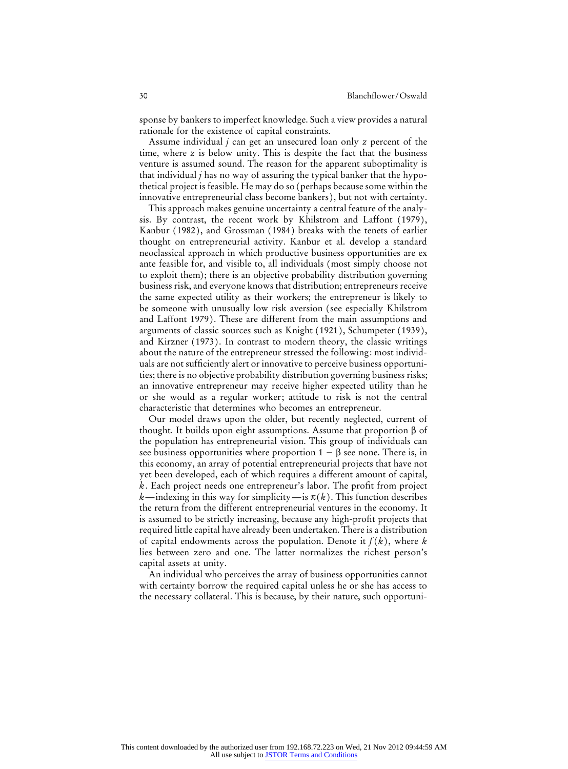sponse by bankers to imperfect knowledge. Such a view provides a natural rationale for the existence of capital constraints.

Assume individual $j$ can get an unsecured loan only $z$ percent of the time, where $z$ is below unity. This is despite the fact that the business venture is assumed sound. The reason for the apparent suboptimality is that individual $j$ has no way of assuring the typical banker that the hypothetical project is feasible. He may do so (perhaps because some within the innovative entrepreneurial class become bankers), but not with certainty.

This approach makes genuine uncertainty a central feature of the analysis. By contrast, the recent work by Khilstrom and Laffont (1979), Kanbur (1982), and Grossman (1984) breaks with the tenets of earlier thought on entrepreneurial activity. Kanbur et al. develop a standard neoclassical approach in which productive business opportunities are ex ante feasible for, and visible to, all individuals (most simply choose not to exploit them); there is an objective probability distribution governing business risk, and everyone knows that distribution; entrepreneurs receive the same expected utility as their workers; the entrepreneur is likely to be someone with unusually low risk aversion (see especially Khilstrom and Laffont 1979). These are different from the main assumptions and arguments of classic sources such as Knight (1921), Schumpeter (1939), and Kirzner (1973). In contrast to modern theory, the classic writings about the nature of the entrepreneur stressed the following: most individuals are not sufficiently alert or innovative to perceive business opportunities; there is no objective probability distribution governing business risks; an innovative entrepreneur may receive higher expected utility than he or she would as a regular worker; attitude to risk is not the central characteristic that determines who becomes an entrepreneur.

Our model draws upon the older, but recently neglected, current of thought. It builds upon eight assumptions. Assume that proportion $\beta$ of the population has entrepreneurial vision. This group of individuals can see business opportunities where proportion $1 - \beta$ see none. There is, in this economy, an array of potential entrepreneurial projects that have not yet been developed, each of which requires a different amount of capital, $k$. Each project needs one entrepreneur's labor. The profit from project $k$—indexing in this way for simplicity—is $\pi(k)$. This function describes the return from the different entrepreneurial ventures in the economy. It is assumed to be strictly increasing, because any high-profit projects that required little capital have already been undertaken. There is a distribution of capital endowments across the population. Denote it $f(k)$, where $k$ lies between zero and one. The latter normalizes the richest person's capital assets at unity.

An individual who perceives the array of business opportunities cannot with certainty borrow the required capital unless he or she has access to the necessary collateral. This is because, by their nature, such opportuni-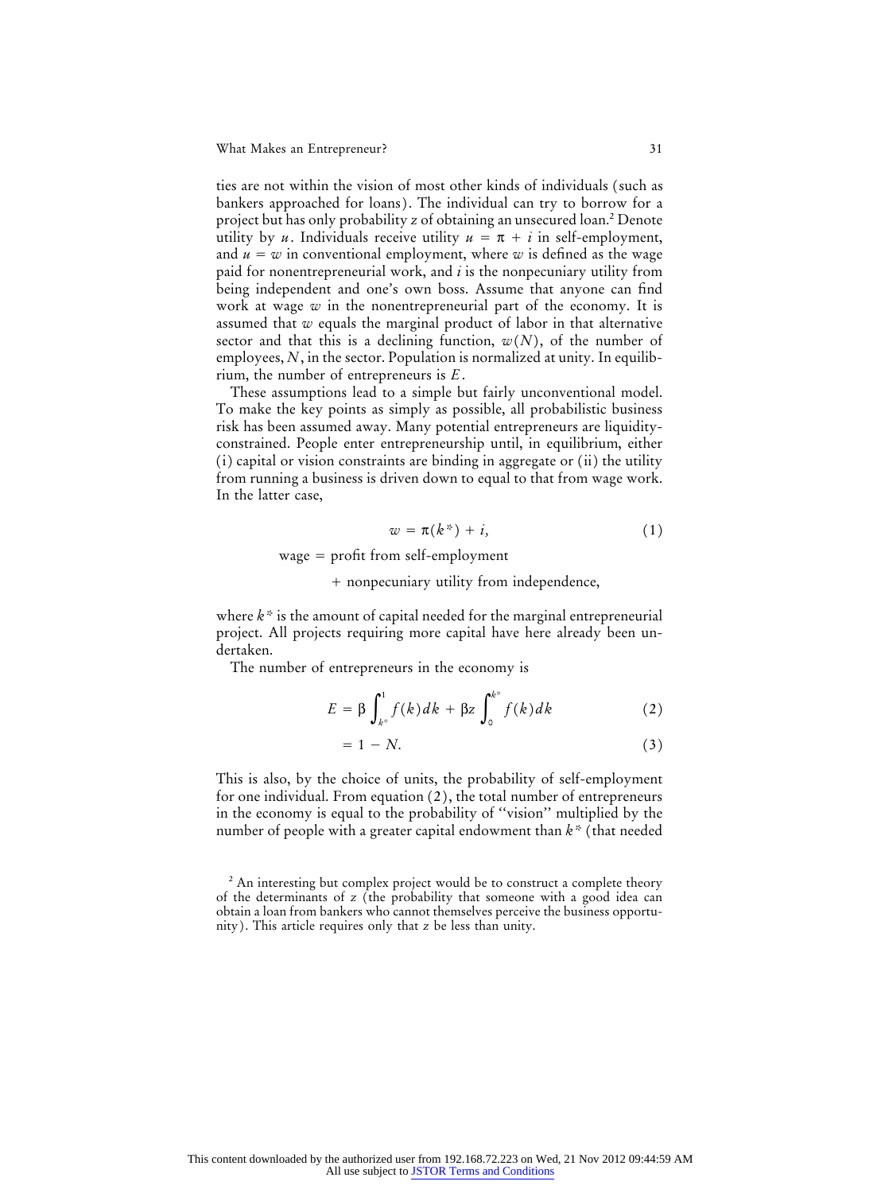ties are not within the vision of most other kinds of individuals (such as bankers approached for loans). The individual can try to borrow for a project but has only probability $z$ of obtaining an unsecured loan.[2] Denote utility by $u$. Individuals receive utility $u = \pi + i$ in self-employment, and $u = w$ in conventional employment, where $w$ is defined as the wage paid for nonentrepreneurial work, and $i$ is the nonpecuniary utility from being independent and one's own boss. Assume that anyone can find work at wage $w$ in the nonentrepreneurial part of the economy. It is assumed that $w$ equals the marginal product of labor in that alternative sector and that this is a declining function, $w(N)$, of the number of employees, $N$, in the sector. Population is normalized at unity. In equilibrium, the number of entrepreneurs is $E$.

These assumptions lead to a simple but fairly unconventional model. To make the key points as simply as possible, all probabilistic business risk has been assumed away. Many potential entrepreneurs are liquidity-constrained. People enter entrepreneurship until, in equilibrium, either (i) capital or vision constraints are binding in aggregate or (ii) the utility from running a business is driven down to equal to that from wage work. In the latter case,

$$w = \pi(k^*) + i, \tag{1}$$

wage = profit from self-employment

+ nonpecuniary utility from independence,

where $k^*$ is the amount of capital needed for the marginal entrepreneurial project. All projects requiring more capital have here already been undertaken.

The number of entrepreneurs in the economy is

$$E = \beta \int_{k^*}^{1} f(k)\,dk + \beta z \int_{0}^{k^*} f(k)\,dk \tag{2}$$

$$= 1 - N. \tag{3}$$

This is also, by the choice of units, the probability of self-employment for one individual. From equation (2), the total number of entrepreneurs in the economy is equal to the probability of "vision" multiplied by the number of people with a greater capital endowment than $k^*$ (that needed

[2] An interesting but complex project would be to construct a complete theory of the determinants of $z$ (the probability that someone with a good idea can obtain a loan from bankers who cannot themselves perceive the business opportunity). This article requires only that $z$ be less than unity.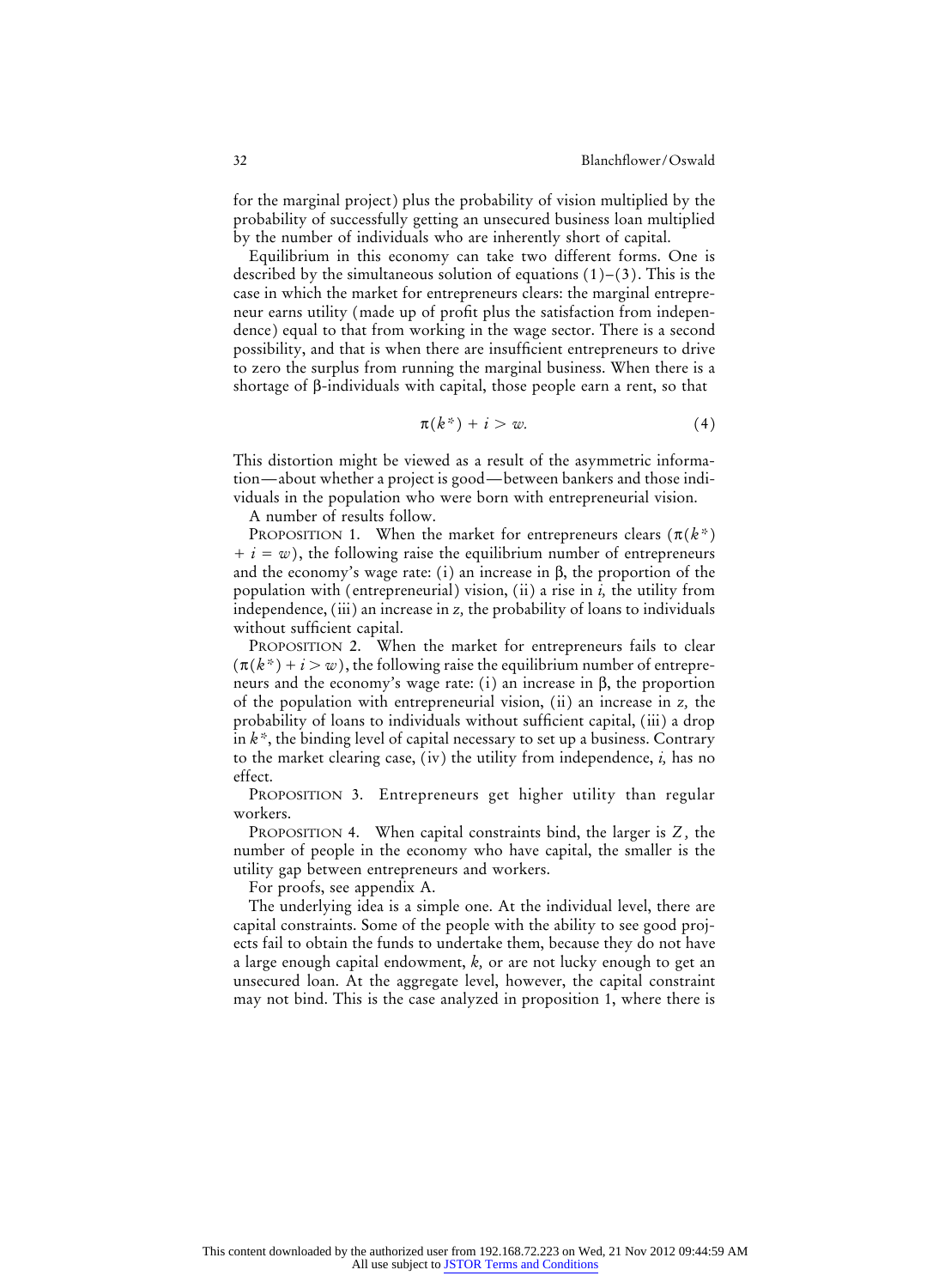for the marginal project) plus the probability of vision multiplied by the probability of successfully getting an unsecured business loan multiplied by the number of individuals who are inherently short of capital.

Equilibrium in this economy can take two different forms. One is described by the simultaneous solution of equations (1)–(3). This is the case in which the market for entrepreneurs clears: the marginal entrepreneur earns utility (made up of profit plus the satisfaction from independence) equal to that from working in the wage sector. There is a second possibility, and that is when there are insufficient entrepreneurs to drive to zero the surplus from running the marginal business. When there is a shortage of β-individuals with capital, those people earn a rent, so that

$$\pi(k^*) + i > w. \tag{4}$$

This distortion might be viewed as a result of the asymmetric information—about whether a project is good—between bankers and those individuals in the population who were born with entrepreneurial vision.

A number of results follow.

PROPOSITION 1. When the market for entrepreneurs clears ($\pi(k^*) + i = w$), the following raise the equilibrium number of entrepreneurs and the economy's wage rate: (i) an increase in β, the proportion of the population with (entrepreneurial) vision, (ii) a rise in $i$, the utility from independence, (iii) an increase in $z$, the probability of loans to individuals without sufficient capital.

PROPOSITION 2. When the market for entrepreneurs fails to clear ($\pi(k^*) + i > w$), the following raise the equilibrium number of entrepreneurs and the economy's wage rate: (i) an increase in β, the proportion of the population with entrepreneurial vision, (ii) an increase in $z$, the probability of loans to individuals without sufficient capital, (iii) a drop in $k^*$, the binding level of capital necessary to set up a business. Contrary to the market clearing case, (iv) the utility from independence, $i$, has no effect.

PROPOSITION 3. Entrepreneurs get higher utility than regular workers.

PROPOSITION 4. When capital constraints bind, the larger is $Z$, the number of people in the economy who have capital, the smaller is the utility gap between entrepreneurs and workers.

For proofs, see appendix A.

The underlying idea is a simple one. At the individual level, there are capital constraints. Some of the people with the ability to see good projects fail to obtain the funds to undertake them, because they do not have a large enough capital endowment, $k$, or are not lucky enough to get an unsecured loan. At the aggregate level, however, the capital constraint may not bind. This is the case analyzed in proposition 1, where there is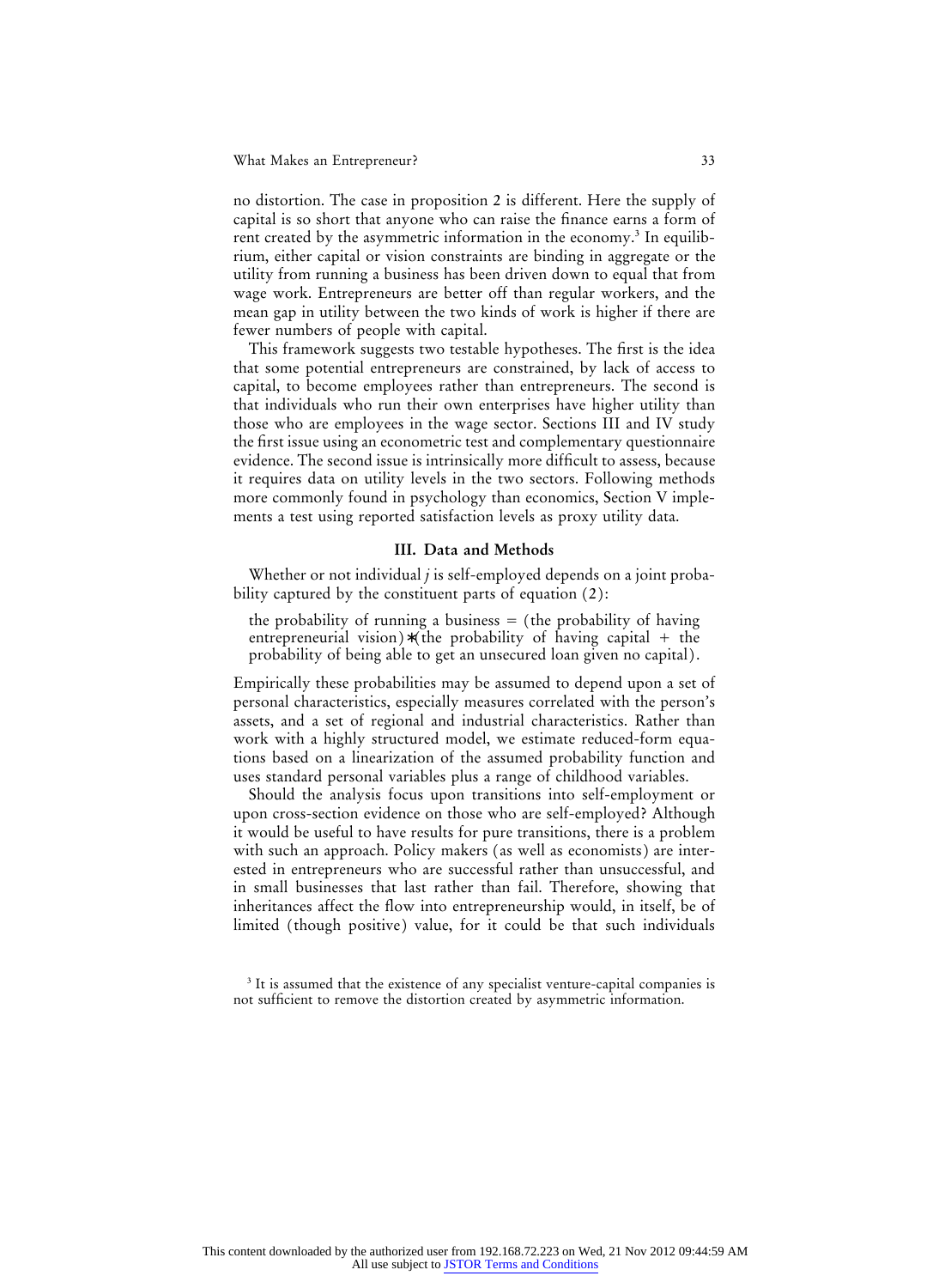no distortion. The case in proposition 2 is different. Here the supply of capital is so short that anyone who can raise the finance earns a form of rent created by the asymmetric information in the economy.[3] In equilibrium, either capital or vision constraints are binding in aggregate or the utility from running a business has been driven down to equal that from wage work. Entrepreneurs are better off than regular workers, and the mean gap in utility between the two kinds of work is higher if there are fewer numbers of people with capital.

This framework suggests two testable hypotheses. The first is the idea that some potential entrepreneurs are constrained, by lack of access to capital, to become employees rather than entrepreneurs. The second is that individuals who run their own enterprises have higher utility than those who are employees in the wage sector. Sections III and IV study the first issue using an econometric test and complementary questionnaire evidence. The second issue is intrinsically more difficult to assess, because it requires data on utility levels in the two sectors. Following methods more commonly found in psychology than economics, Section V implements a test using reported satisfaction levels as proxy utility data.

## III. Data and Methods

Whether or not individual $j$ is self-employed depends on a joint probability captured by the constituent parts of equation (2):

> the probability of running a business = (the probability of having entrepreneurial vision)*(the probability of having capital + the probability of being able to get an unsecured loan given no capital).

Empirically these probabilities may be assumed to depend upon a set of personal characteristics, especially measures correlated with the person's assets, and a set of regional and industrial characteristics. Rather than work with a highly structured model, we estimate reduced-form equations based on a linearization of the assumed probability function and uses standard personal variables plus a range of childhood variables.

Should the analysis focus upon transitions into self-employment or upon cross-section evidence on those who are self-employed? Although it would be useful to have results for pure transitions, there is a problem with such an approach. Policy makers (as well as economists) are interested in entrepreneurs who are successful rather than unsuccessful, and in small businesses that last rather than fail. Therefore, showing that inheritances affect the flow into entrepreneurship would, in itself, be of limited (though positive) value, for it could be that such individuals

[3] It is assumed that the existence of any specialist venture-capital companies is not sufficient to remove the distortion created by asymmetric information.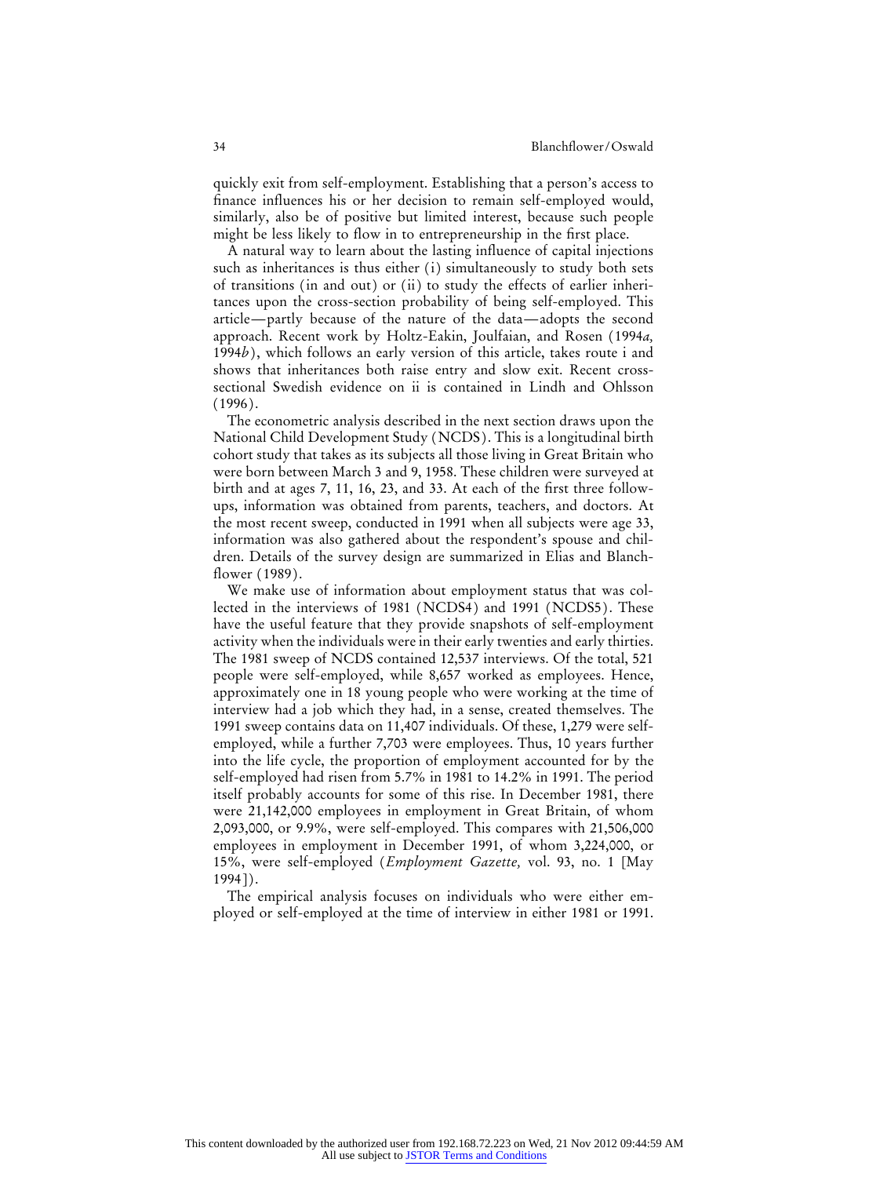quickly exit from self-employment. Establishing that a person's access to finance influences his or her decision to remain self-employed would, similarly, also be of positive but limited interest, because such people might be less likely to flow in to entrepreneurship in the first place.

A natural way to learn about the lasting influence of capital injections such as inheritances is thus either (i) simultaneously to study both sets of transitions (in and out) or (ii) to study the effects of earlier inheritances upon the cross-section probability of being self-employed. This article—partly because of the nature of the data—adopts the second approach. Recent work by Holtz-Eakin, Joulfaian, and Rosen (1994*a*, 1994*b*), which follows an early version of this article, takes route i and shows that inheritances both raise entry and slow exit. Recent cross-sectional Swedish evidence on ii is contained in Lindh and Ohlsson (1996).

The econometric analysis described in the next section draws upon the National Child Development Study (NCDS). This is a longitudinal birth cohort study that takes as its subjects all those living in Great Britain who were born between March 3 and 9, 1958. These children were surveyed at birth and at ages 7, 11, 16, 23, and 33. At each of the first three follow-ups, information was obtained from parents, teachers, and doctors. At the most recent sweep, conducted in 1991 when all subjects were age 33, information was also gathered about the respondent's spouse and children. Details of the survey design are summarized in Elias and Blanchflower (1989).

We make use of information about employment status that was collected in the interviews of 1981 (NCDS4) and 1991 (NCDS5). These have the useful feature that they provide snapshots of self-employment activity when the individuals were in their early twenties and early thirties. The 1981 sweep of NCDS contained 12,537 interviews. Of the total, 521 people were self-employed, while 8,657 worked as employees. Hence, approximately one in 18 young people who were working at the time of interview had a job which they had, in a sense, created themselves. The 1991 sweep contains data on 11,407 individuals. Of these, 1,279 were self-employed, while a further 7,703 were employees. Thus, 10 years further into the life cycle, the proportion of employment accounted for by the self-employed had risen from 5.7% in 1981 to 14.2% in 1991. The period itself probably accounts for some of this rise. In December 1981, there were 21,142,000 employees in employment in Great Britain, of whom 2,093,000, or 9.9%, were self-employed. This compares with 21,506,000 employees in employment in December 1991, of whom 3,224,000, or 15%, were self-employed (*Employment Gazette,* vol. 93, no. 1 [May 1994]).

The empirical analysis focuses on individuals who were either employed or self-employed at the time of interview in either 1981 or 1991.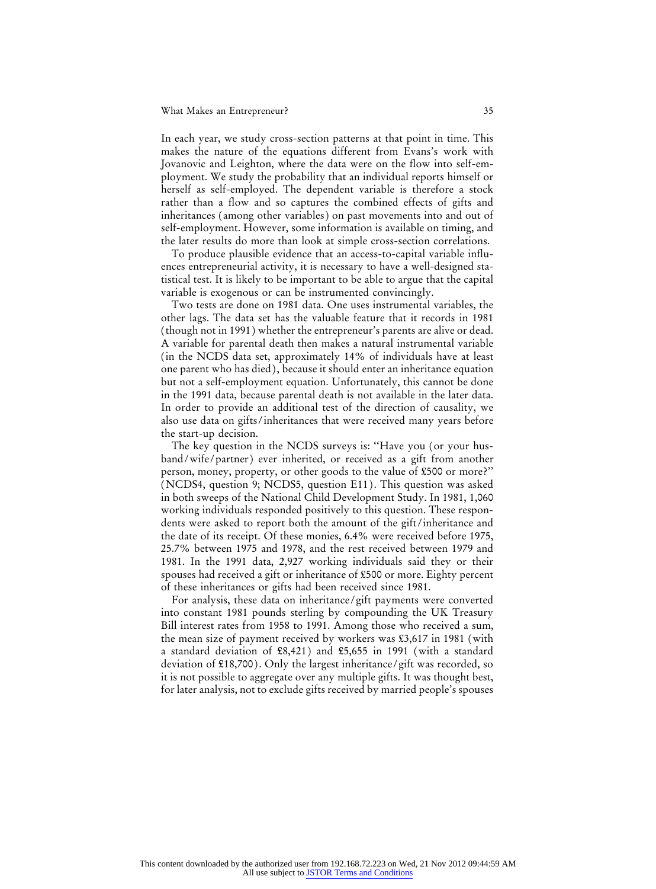In each year, we study cross-section patterns at that point in time. This makes the nature of the equations different from Evans's work with Jovanovic and Leighton, where the data were on the flow into self-employment. We study the probability that an individual reports himself or herself as self-employed. The dependent variable is therefore a stock rather than a flow and so captures the combined effects of gifts and inheritances (among other variables) on past movements into and out of self-employment. However, some information is available on timing, and the later results do more than look at simple cross-section correlations.

To produce plausible evidence that an access-to-capital variable influences entrepreneurial activity, it is necessary to have a well-designed statistical test. It is likely to be important to be able to argue that the capital variable is exogenous or can be instrumented convincingly.

Two tests are done on 1981 data. One uses instrumental variables, the other lags. The data set has the valuable feature that it records in 1981 (though not in 1991) whether the entrepreneur's parents are alive or dead. A variable for parental death then makes a natural instrumental variable (in the NCDS data set, approximately 14% of individuals have at least one parent who has died), because it should enter an inheritance equation but not a self-employment equation. Unfortunately, this cannot be done in the 1991 data, because parental death is not available in the later data. In order to provide an additional test of the direction of causality, we also use data on gifts/inheritances that were received many years before the start-up decision.

The key question in the NCDS surveys is: "Have you (or your husband/wife/partner) ever inherited, or received as a gift from another person, money, property, or other goods to the value of £500 or more?" (NCDS4, question 9; NCDS5, question E11). This question was asked in both sweeps of the National Child Development Study. In 1981, 1,060 working individuals responded positively to this question. These respondents were asked to report both the amount of the gift/inheritance and the date of its receipt. Of these monies, 6.4% were received before 1975, 25.7% between 1975 and 1978, and the rest received between 1979 and 1981. In the 1991 data, 2,927 working individuals said they or their spouses had received a gift or inheritance of £500 or more. Eighty percent of these inheritances or gifts had been received since 1981.

For analysis, these data on inheritance/gift payments were converted into constant 1981 pounds sterling by compounding the UK Treasury Bill interest rates from 1958 to 1991. Among those who received a sum, the mean size of payment received by workers was £3,617 in 1981 (with a standard deviation of £8,421) and £5,655 in 1991 (with a standard deviation of £18,700). Only the largest inheritance/gift was recorded, so it is not possible to aggregate over any multiple gifts. It was thought best, for later analysis, not to exclude gifts received by married people's spouses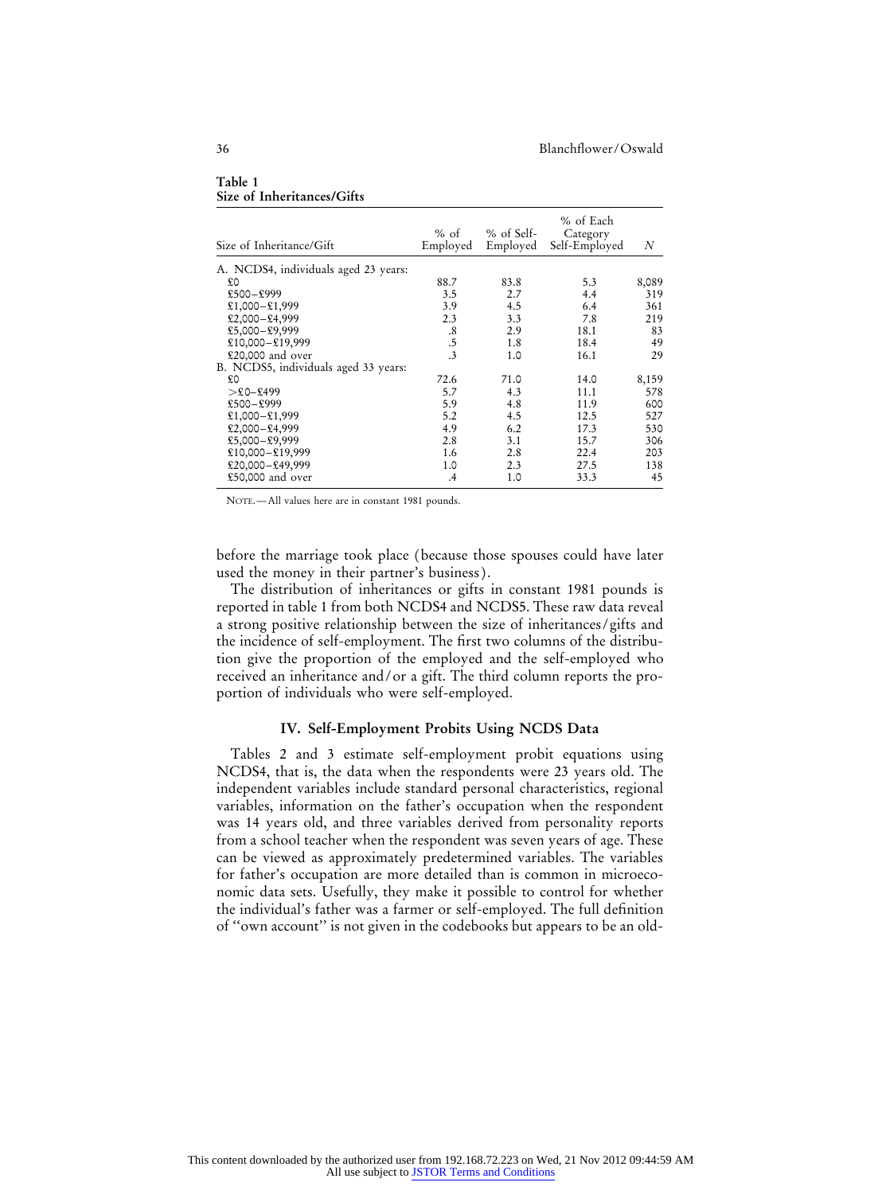**Table 1**
**Size of Inheritances/Gifts**

| Size of Inheritance/Gift | % of Employed | % of Self-Employed | % of Each Category Self-Employed | N |
|---|---|---|---|---|
| A. NCDS4, individuals aged 23 years: | | | | |
| £0 | 88.7 | 83.8 | 5.3 | 8,089 |
| £500–£999 | 3.5 | 2.7 | 4.4 | 319 |
| £1,000–£1,999 | 3.9 | 4.5 | 6.4 | 361 |
| £2,000–£4,999 | 2.3 | 3.3 | 7.8 | 219 |
| £5,000–£9,999 | .8 | 2.9 | 18.1 | 83 |
| £10,000–£19,999 | .5 | 1.8 | 18.4 | 49 |
| £20,000 and over | .3 | 1.0 | 16.1 | 29 |
| B. NCDS5, individuals aged 33 years: | | | | |
| £0 | 72.6 | 71.0 | 14.0 | 8,159 |
| >£0–£499 | 5.7 | 4.3 | 11.1 | 578 |
| £500–£999 | 5.9 | 4.8 | 11.9 | 600 |
| £1,000–£1,999 | 5.2 | 4.5 | 12.5 | 527 |
| £2,000–£4,999 | 4.9 | 6.2 | 17.3 | 530 |
| £5,000–£9,999 | 2.8 | 3.1 | 15.7 | 306 |
| £10,000–£19,999 | 1.6 | 2.8 | 22.4 | 203 |
| £20,000–£49,999 | 1.0 | 2.3 | 27.5 | 138 |
| £50,000 and over | .4 | 1.0 | 33.3 | 45 |

NOTE.—All values here are in constant 1981 pounds.

before the marriage took place (because those spouses could have later used the money in their partner's business).

The distribution of inheritances or gifts in constant 1981 pounds is reported in table 1 from both NCDS4 and NCDS5. These raw data reveal a strong positive relationship between the size of inheritances/gifts and the incidence of self-employment. The first two columns of the distribution give the proportion of the employed and the self-employed who received an inheritance and/or a gift. The third column reports the proportion of individuals who were self-employed.

## IV. Self-Employment Probits Using NCDS Data

Tables 2 and 3 estimate self-employment probit equations using NCDS4, that is, the data when the respondents were 23 years old. The independent variables include standard personal characteristics, regional variables, information on the father's occupation when the respondent was 14 years old, and three variables derived from personality reports from a school teacher when the respondent was seven years of age. These can be viewed as approximately predetermined variables. The variables for father's occupation are more detailed than is common in microeconomic data sets. Usefully, they make it possible to control for whether the individual's father was a farmer or self-employed. The full definition of "own account" is not given in the codebooks but appears to be an old-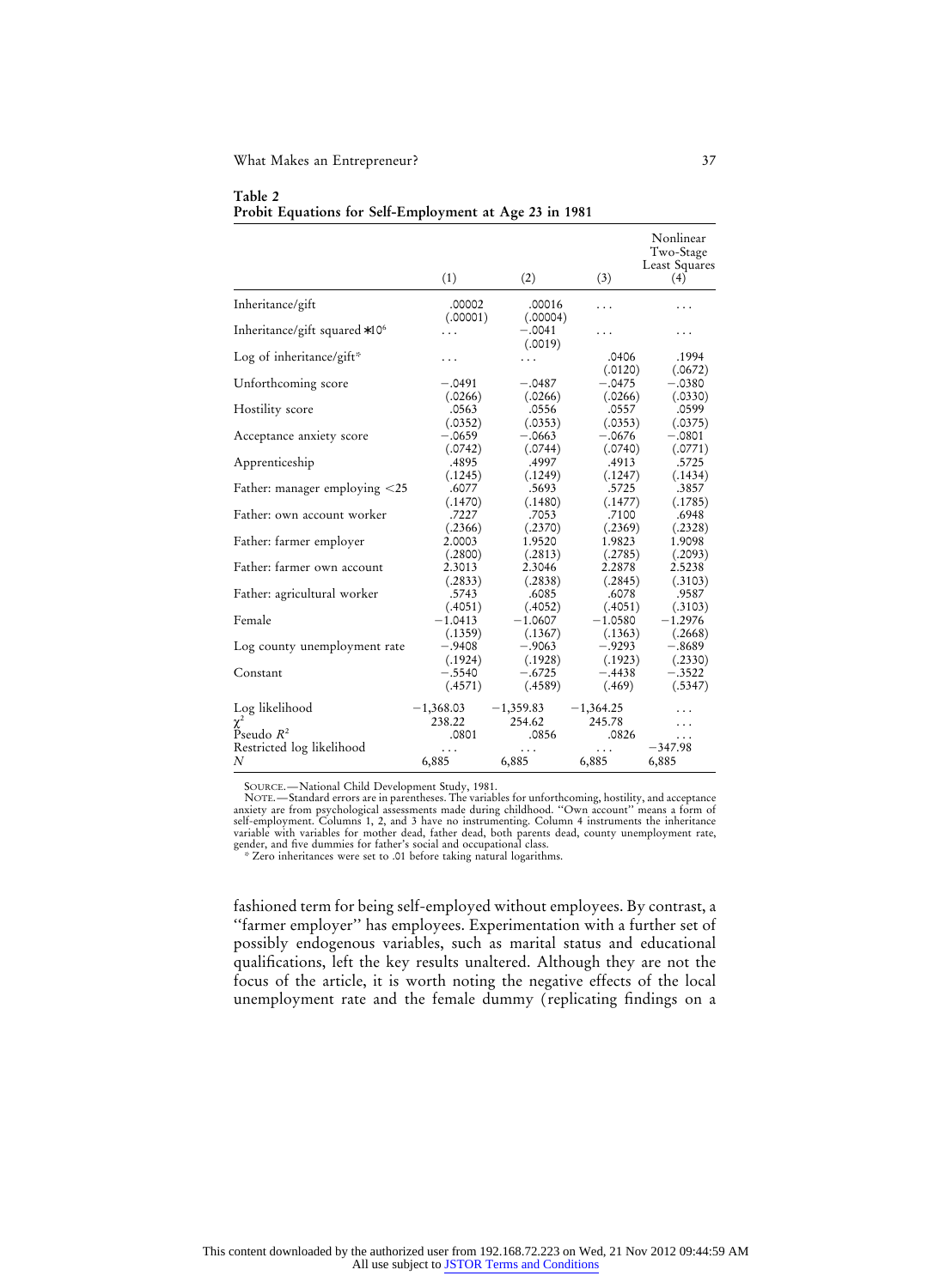**Table 2**
**Probit Equations for Self-Employment at Age 23 in 1981**

| | (1) | (2) | (3) | Nonlinear Two-Stage Least Squares (4) |
|---|---|---|---|---|
| Inheritance/gift | .00002 | .00016 | . . . | . . . |
| | (.00001) | (.00004) | | |
| Inheritance/gift squared $*10^6$ | . . . | −.0041 | . . . | . . . |
| | | (.0019) | | |
| Log of inheritance/gift* | . . . | . . . | .0406 | .1994 |
| | | | (.0120) | (.0672) |
| Unforthcoming score | −.0491 | −.0487 | −.0475 | −.0380 |
| | (.0266) | (.0266) | (.0266) | (.0330) |
| Hostility score | .0563 | .0556 | .0557 | .0599 |
| | (.0352) | (.0353) | (.0353) | (.0375) |
| Acceptance anxiety score | −.0659 | −.0663 | −.0676 | −.0801 |
| | (.0742) | (.0744) | (.0740) | (.0771) |
| Apprenticeship | .4895 | .4997 | .4913 | .5725 |
| | (.1245) | (.1249) | (.1247) | (.1434) |
| Father: manager employing <25 | .6077 | .5693 | .5725 | .3857 |
| | (.1470) | (.1480) | (.1477) | (.1785) |
| Father: own account worker | .7227 | .7053 | .7100 | .6948 |
| | (.2366) | (.2370) | (.2369) | (.2328) |
| Father: farmer employer | 2.0003 | 1.9520 | 1.9823 | 1.9098 |
| | (.2800) | (.2813) | (.2785) | (.2093) |
| Father: farmer own account | 2.3013 | 2.3046 | 2.2878 | 2.5238 |
| | (.2833) | (.2838) | (.2845) | (.3103) |
| Father: agricultural worker | .5743 | .6085 | .6078 | .9587 |
| | (.4051) | (.4052) | (.4051) | (.3103) |
| Female | −1.0413 | −1.0607 | −1.0580 | −1.2976 |
| | (.1359) | (.1367) | (.1363) | (.2668) |
| Log county unemployment rate | −.9408 | −.9063 | −.9293 | −.8689 |
| | (.1924) | (.1928) | (.1923) | (.2330) |
| Constant | −.5540 | −.6725 | −.4438 | −.3522 |
| | (.4571) | (.4589) | (.469) | (.5347) |
| Log likelihood | −1,368.03 | −1,359.83 | −1,364.25 | . . . |
| $\chi^2$ | 238.22 | 254.62 | 245.78 | . . . |
| Pseudo $R^2$ | .0801 | .0856 | .0826 | . . . |
| Restricted log likelihood | . . . | . . . | . . . | −347.98 |
| $N$ | 6,885 | 6,885 | 6,885 | 6,885 |

SOURCE.—National Child Development Study, 1981.
NOTE.—Standard errors are in parentheses. The variables for unforthcoming, hostility, and acceptance anxiety are from psychological assessments made during childhood. "Own account" means a form of self-employment. Columns 1, 2, and 3 have no instrumenting. Column 4 instruments the inheritance variable with variables for mother dead, father dead, both parents dead, county unemployment rate, gender, and five dummies for father's social and occupational class.
* Zero inheritances were set to .01 before taking natural logarithms.

fashioned term for being self-employed without employees. By contrast, a "farmer employer" has employees. Experimentation with a further set of possibly endogenous variables, such as marital status and educational qualifications, left the key results unaltered. Although they are not the focus of the article, it is worth noting the negative effects of the local unemployment rate and the female dummy (replicating findings on a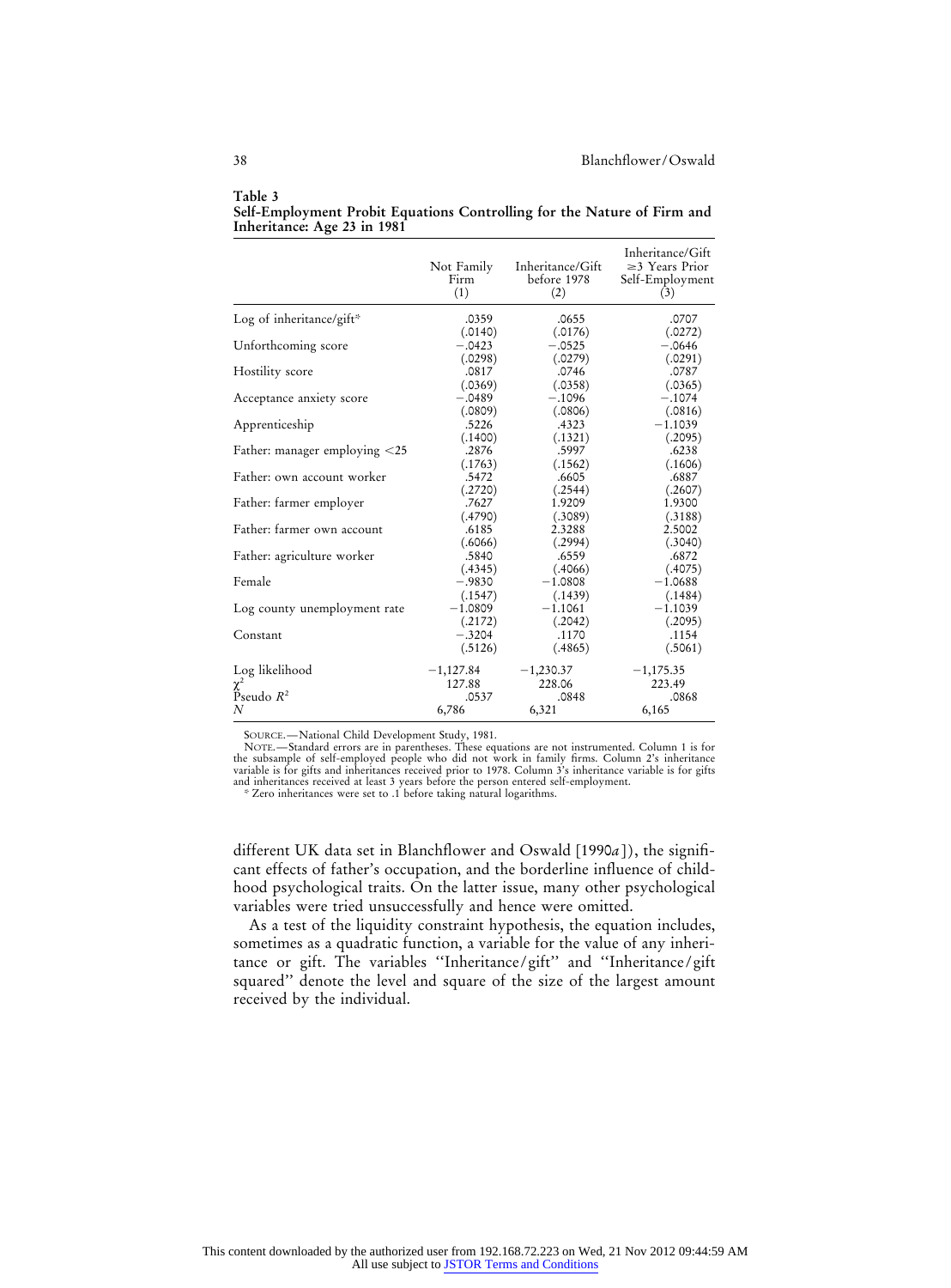**Table 3**
**Self-Employment Probit Equations Controlling for the Nature of Firm and Inheritance: Age 23 in 1981**

| | Not Family Firm (1) | Inheritance/Gift before 1978 (2) | Inheritance/Gift ≥3 Years Prior Self-Employment (3) |
|---|---|---|---|
| Log of inheritance/gift* | .0359 | .0655 | .0707 |
| | (.0140) | (.0176) | (.0272) |
| Unforthcoming score | −.0423 | −.0525 | −.0646 |
| | (.0298) | (.0279) | (.0291) |
| Hostility score | .0817 | .0746 | .0787 |
| | (.0369) | (.0358) | (.0365) |
| Acceptance anxiety score | −.0489 | −.1096 | −.1074 |
| | (.0809) | (.0806) | (.0816) |
| Apprenticeship | .5226 | .4323 | −1.1039 |
| | (.1400) | (.1321) | (.2095) |
| Father: manager employing <25 | .2876 | .5997 | .6238 |
| | (.1763) | (.1562) | (.1606) |
| Father: own account worker | .5472 | .6605 | .6887 |
| | (.2720) | (.2544) | (.2607) |
| Father: farmer employer | .7627 | 1.9209 | 1.9300 |
| | (.4790) | (.3089) | (.3188) |
| Father: farmer own account | .6185 | 2.3288 | 2.5002 |
| | (.6066) | (.2994) | (.3040) |
| Father: agriculture worker | .5840 | .6559 | .6872 |
| | (.4345) | (.4066) | (.4075) |
| Female | −.9830 | −1.0808 | −1.0688 |
| | (.1547) | (.1439) | (.1484) |
| Log county unemployment rate | −1.0809 | −1.1061 | −1.1039 |
| | (.2172) | (.2042) | (.2095) |
| Constant | −.3204 | .1170 | .1154 |
| | (.5126) | (.4865) | (.5061) |
| Log likelihood | −1,127.84 | −1,230.37 | −1,175.35 |
| $\chi^2$ | 127.88 | 228.06 | 223.49 |
| Pseudo $R^2$ | .0537 | .0848 | .0868 |
| $N$ | 6,786 | 6,321 | 6,165 |

SOURCE.—National Child Development Study, 1981.
NOTE.—Standard errors are in parentheses. These equations are not instrumented. Column 1 is for the subsample of self-employed people who did not work in family firms. Column 2's inheritance variable is for gifts and inheritances received prior to 1978. Column 3's inheritance variable is for gifts and inheritances received at least 3 years before the person entered self-employment.
* Zero inheritances were set to .1 before taking natural logarithms.

different UK data set in Blanchflower and Oswald [1990*a*]), the significant effects of father's occupation, and the borderline influence of childhood psychological traits. On the latter issue, many other psychological variables were tried unsuccessfully and hence were omitted.

As a test of the liquidity constraint hypothesis, the equation includes, sometimes as a quadratic function, a variable for the value of any inheritance or gift. The variables "Inheritance/gift" and "Inheritance/gift squared" denote the level and square of the size of the largest amount received by the individual.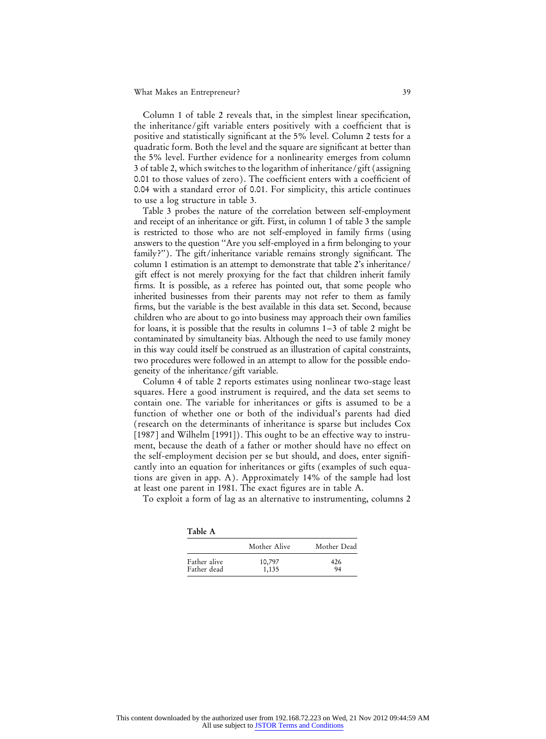Column 1 of table 2 reveals that, in the simplest linear specification, the inheritance/gift variable enters positively with a coefficient that is positive and statistically significant at the 5% level. Column 2 tests for a quadratic form. Both the level and the square are significant at better than the 5% level. Further evidence for a nonlinearity emerges from column 3 of table 2, which switches to the logarithm of inheritance/gift (assigning 0.01 to those values of zero). The coefficient enters with a coefficient of 0.04 with a standard error of 0.01. For simplicity, this article continues to use a log structure in table 3.

Table 3 probes the nature of the correlation between self-employment and receipt of an inheritance or gift. First, in column 1 of table 3 the sample is restricted to those who are not self-employed in family firms (using answers to the question "Are you self-employed in a firm belonging to your family?"). The gift/inheritance variable remains strongly significant. The column 1 estimation is an attempt to demonstrate that table 2's inheritance/gift effect is not merely proxying for the fact that children inherit family firms. It is possible, as a referee has pointed out, that some people who inherited businesses from their parents may not refer to them as family firms, but the variable is the best available in this data set. Second, because children who are about to go into business may approach their own families for loans, it is possible that the results in columns 1–3 of table 2 might be contaminated by simultaneity bias. Although the need to use family money in this way could itself be construed as an illustration of capital constraints, two procedures were followed in an attempt to allow for the possible endogeneity of the inheritance/gift variable.

Column 4 of table 2 reports estimates using nonlinear two-stage least squares. Here a good instrument is required, and the data set seems to contain one. The variable for inheritances or gifts is assumed to be a function of whether one or both of the individual's parents had died (research on the determinants of inheritance is sparse but includes Cox [1987] and Wilhelm [1991]). This ought to be an effective way to instrument, because the death of a father or mother should have no effect on the self-employment decision per se but should, and does, enter significantly into an equation for inheritances or gifts (examples of such equations are given in app. A). Approximately 14% of the sample had lost at least one parent in 1981. The exact figures are in table A.

To exploit a form of lag as an alternative to instrumenting, columns 2

**Table A**

| | Mother Alive | Mother Dead |
|---|---|---|
| Father alive | 10,797 | 426 |
| Father dead | 1,135 | 94 |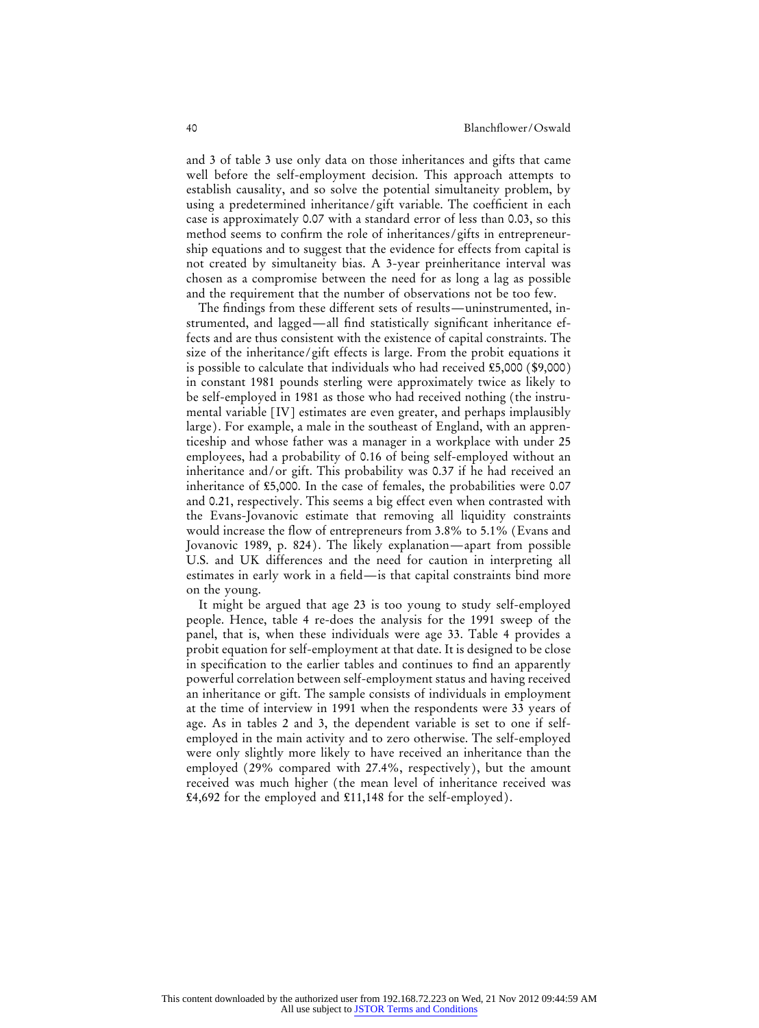and 3 of table 3 use only data on those inheritances and gifts that came well before the self-employment decision. This approach attempts to establish causality, and so solve the potential simultaneity problem, by using a predetermined inheritance/gift variable. The coefficient in each case is approximately 0.07 with a standard error of less than 0.03, so this method seems to confirm the role of inheritances/gifts in entrepreneurship equations and to suggest that the evidence for effects from capital is not created by simultaneity bias. A 3-year preinheritance interval was chosen as a compromise between the need for as long a lag as possible and the requirement that the number of observations not be too few.

The findings from these different sets of results—uninstrumented, instrumented, and lagged—all find statistically significant inheritance effects and are thus consistent with the existence of capital constraints. The size of the inheritance/gift effects is large. From the probit equations it is possible to calculate that individuals who had received £5,000 ($9,000) in constant 1981 pounds sterling were approximately twice as likely to be self-employed in 1981 as those who had received nothing (the instrumental variable [IV] estimates are even greater, and perhaps implausibly large). For example, a male in the southeast of England, with an apprenticeship and whose father was a manager in a workplace with under 25 employees, had a probability of 0.16 of being self-employed without an inheritance and/or gift. This probability was 0.37 if he had received an inheritance of £5,000. In the case of females, the probabilities were 0.07 and 0.21, respectively. This seems a big effect even when contrasted with the Evans-Jovanovic estimate that removing all liquidity constraints would increase the flow of entrepreneurs from 3.8% to 5.1% (Evans and Jovanovic 1989, p. 824). The likely explanation—apart from possible U.S. and UK differences and the need for caution in interpreting all estimates in early work in a field—is that capital constraints bind more on the young.

It might be argued that age 23 is too young to study self-employed people. Hence, table 4 re-does the analysis for the 1991 sweep of the panel, that is, when these individuals were age 33. Table 4 provides a probit equation for self-employment at that date. It is designed to be close in specification to the earlier tables and continues to find an apparently powerful correlation between self-employment status and having received an inheritance or gift. The sample consists of individuals in employment at the time of interview in 1991 when the respondents were 33 years of age. As in tables 2 and 3, the dependent variable is set to one if self-employed in the main activity and to zero otherwise. The self-employed were only slightly more likely to have received an inheritance than the employed (29% compared with 27.4%, respectively), but the amount received was much higher (the mean level of inheritance received was £4,692 for the employed and £11,148 for the self-employed).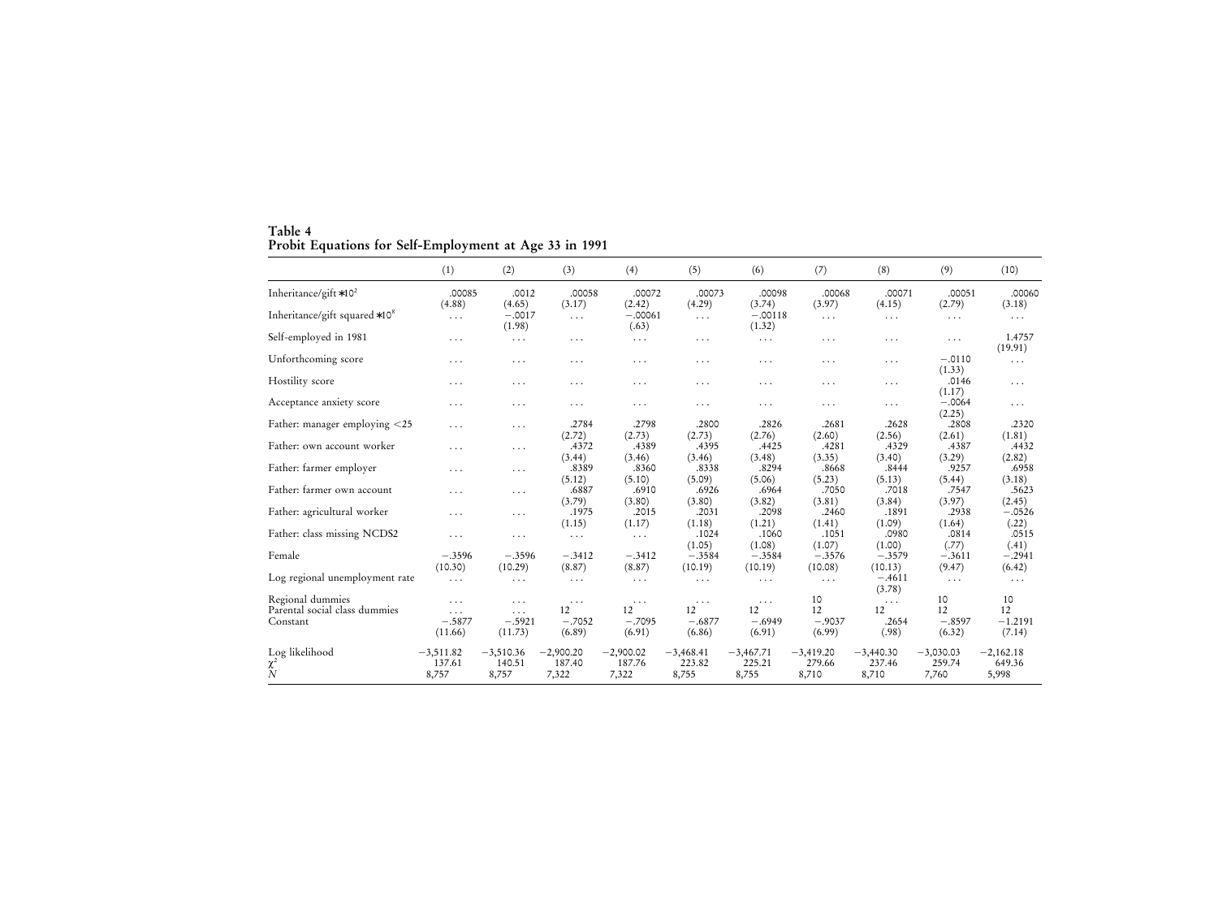**Table 4**
**Probit Equations for Self-Employment at Age 33 in 1991**

| | (1) | (2) | (3) | (4) | (5) | (6) | (7) | (8) | (9) | (10) |
|---|---|---|---|---|---|---|---|---|---|---|
| Inheritance/gift $*10^2$ | .00085 | .0012 | .00058 | .00072 | .00073 | .00098 | .00068 | .00071 | .00051 | .00060 |
| | (4.88) | (4.65) | (3.17) | (2.42) | (4.29) | (3.74) | (3.97) | (4.15) | (2.79) | (3.18) |
| Inheritance/gift squared $*10^8$ | . . . | $-.0017$ | . . . | $-.00061$ | . . . | $-.00118$ | . . . | . . . | . . . | . . . |
| | | (1.98) | | (.63) | | (1.32) | | | | |
| Self-employed in 1981 | . . . | . . . | . . . | . . . | . . . | . . . | . . . | . . . | . . . | 1.4757 |
| | | | | | | | | | | (19.91) |
| Unforthcoming score | . . . | . . . | . . . | . . . | . . . | . . . | . . . | . . . | $-.0110$ | . . . |
| | | | | | | | | | (1.33) | |
| Hostility score | . . . | . . . | . . . | . . . | . . . | . . . | . . . | . . . | .0146 | . . . |
| | | | | | | | | | (1.17) | |
| Acceptance anxiety score | . . . | . . . | . . . | . . . | . . . | . . . | . . . | . . . | $-.0064$ | . . . |
| | | | | | | | | | (2.25) | |
| Father: manager employing <25 | . . . | . . . | .2784 | .2798 | .2800 | .2826 | .2681 | .2628 | .2808 | .2320 |
| | | | (2.72) | (2.73) | (2.73) | (2.76) | (2.60) | (2.56) | (2.61) | (1.81) |
| Father: own account worker | . . . | . . . | .4372 | .4389 | .4395 | .4425 | .4281 | .4329 | .4387 | .4432 |
| | | | (3.44) | (3.46) | (3.46) | (3.48) | (3.35) | (3.40) | (3.29) | (2.82) |
| Father: farmer employer | . . . | . . . | .8389 | .8360 | .8338 | .8294 | .8668 | .8444 | .9257 | .6958 |
| | | | (5.12) | (5.10) | (5.09) | (5.06) | (5.23) | (5.13) | (5.44) | (3.18) |
| Father: farmer own account | . . . | . . . | .6887 | .6910 | .6926 | .6964 | .7050 | .7018 | .7547 | .5623 |
| | | | (3.79) | (3.80) | (3.80) | (3.82) | (3.81) | (3.84) | (3.97) | (2.45) |
| Father: agricultural worker | . . . | . . . | .1975 | .2015 | .2031 | .2098 | .2460 | .1891 | .2938 | $-.0526$ |
| | | | (1.15) | (1.17) | (1.18) | (1.21) | (1.41) | (1.09) | (1.64) | (.22) |
| Father: class missing NCDS2 | . . . | . . . | . . . | . . . | .1024 | .1060 | .1051 | .0980 | .0814 | .0515 |
| | | | | | (1.05) | (1.08) | (1.07) | (1.00) | (.77) | (.41) |
| Female | $-.3596$ | $-.3596$ | $-.3412$ | $-.3412$ | $-.3584$ | $-.3584$ | $-.3576$ | $-.3579$ | $-.3611$ | $-.2941$ |
| | (10.30) | (10.29) | (8.87) | (8.87) | (10.19) | (10.19) | (10.08) | (10.13) | (9.47) | (6.42) |
| Log regional unemployment rate | . . . | . . . | . . . | . . . | . . . | . . . | . . . | $-.4611$ | . . . | . . . |
| | | | | | | | | (3.78) | | |
| Regional dummies | . . . | . . . | . . . | . . . | . . . | . . . | 10 | . . . | 10 | 10 |
| Parental social class dummies | . . . | . . . | 12 | 12 | 12 | 12 | 12 | 12 | 12 | 12 |
| Constant | $-.5877$ | $-.5921$ | $-.7052$ | $-.7095$ | $-.6877$ | $-.6949$ | $-.9037$ | .2654 | $-.8597$ | $-1.2191$ |
| | (11.66) | (11.73) | (6.89) | (6.91) | (6.86) | (6.91) | (6.99) | (.98) | (6.32) | (7.14) |
| Log likelihood | $-3,511.82$ | $-3,510.36$ | $-2,900.20$ | $-2,900.02$ | $-3,468.41$ | $-3,467.71$ | $-3,419.20$ | $-3,440.30$ | $-3,030.03$ | $-2,162.18$ |
| $\chi^2$ | 137.61 | 140.51 | 187.40 | 187.76 | 223.82 | 225.21 | 279.66 | 237.46 | 259.74 | 649.36 |
| $N$ | 8,757 | 8,757 | 7,322 | 7,322 | 8,755 | 8,755 | 8,710 | 8,710 | 7,760 | 5,998 |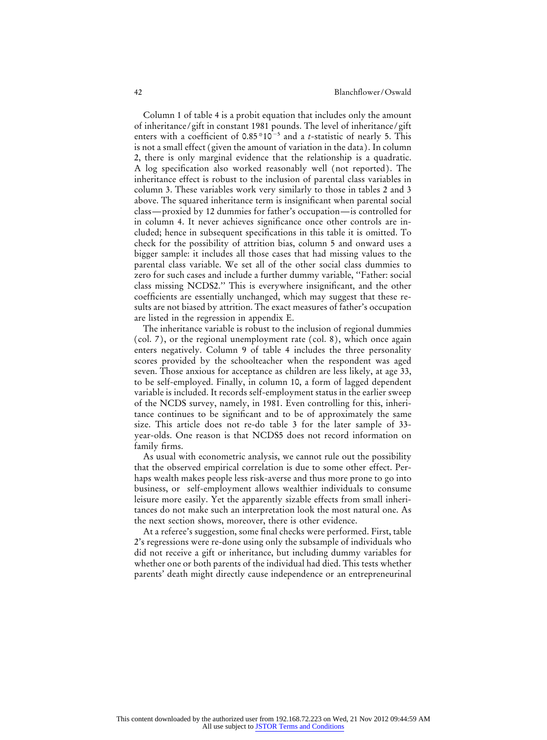Column 1 of table 4 is a probit equation that includes only the amount of inheritance/gift in constant 1981 pounds. The level of inheritance/gift enters with a coefficient of $0.85*10^{-5}$ and a *t*-statistic of nearly 5. This is not a small effect (given the amount of variation in the data). In column 2, there is only marginal evidence that the relationship is a quadratic. A log specification also worked reasonably well (not reported). The inheritance effect is robust to the inclusion of parental class variables in column 3. These variables work very similarly to those in tables 2 and 3 above. The squared inheritance term is insignificant when parental social class—proxied by 12 dummies for father's occupation—is controlled for in column 4. It never achieves significance once other controls are included; hence in subsequent specifications in this table it is omitted. To check for the possibility of attrition bias, column 5 and onward uses a bigger sample: it includes all those cases that had missing values to the parental class variable. We set all of the other social class dummies to zero for such cases and include a further dummy variable, "Father: social class missing NCDS2." This is everywhere insignificant, and the other coefficients are essentially unchanged, which may suggest that these results are not biased by attrition. The exact measures of father's occupation are listed in the regression in appendix E.

The inheritance variable is robust to the inclusion of regional dummies (col. 7), or the regional unemployment rate (col. 8), which once again enters negatively. Column 9 of table 4 includes the three personality scores provided by the schoolteacher when the respondent was aged seven. Those anxious for acceptance as children are less likely, at age 33, to be self-employed. Finally, in column 10, a form of lagged dependent variable is included. It records self-employment status in the earlier sweep of the NCDS survey, namely, in 1981. Even controlling for this, inheritance continues to be significant and to be of approximately the same size. This article does not re-do table 3 for the later sample of 33-year-olds. One reason is that NCDS5 does not record information on family firms.

As usual with econometric analysis, we cannot rule out the possibility that the observed empirical correlation is due to some other effect. Perhaps wealth makes people less risk-averse and thus more prone to go into business, or self-employment allows wealthier individuals to consume leisure more easily. Yet the apparently sizable effects from small inheritances do not make such an interpretation look the most natural one. As the next section shows, moreover, there is other evidence.

At a referee's suggestion, some final checks were performed. First, table 2's regressions were re-done using only the subsample of individuals who did not receive a gift or inheritance, but including dummy variables for whether one or both parents of the individual had died. This tests whether parents' death might directly cause independence or an entrepreneurinal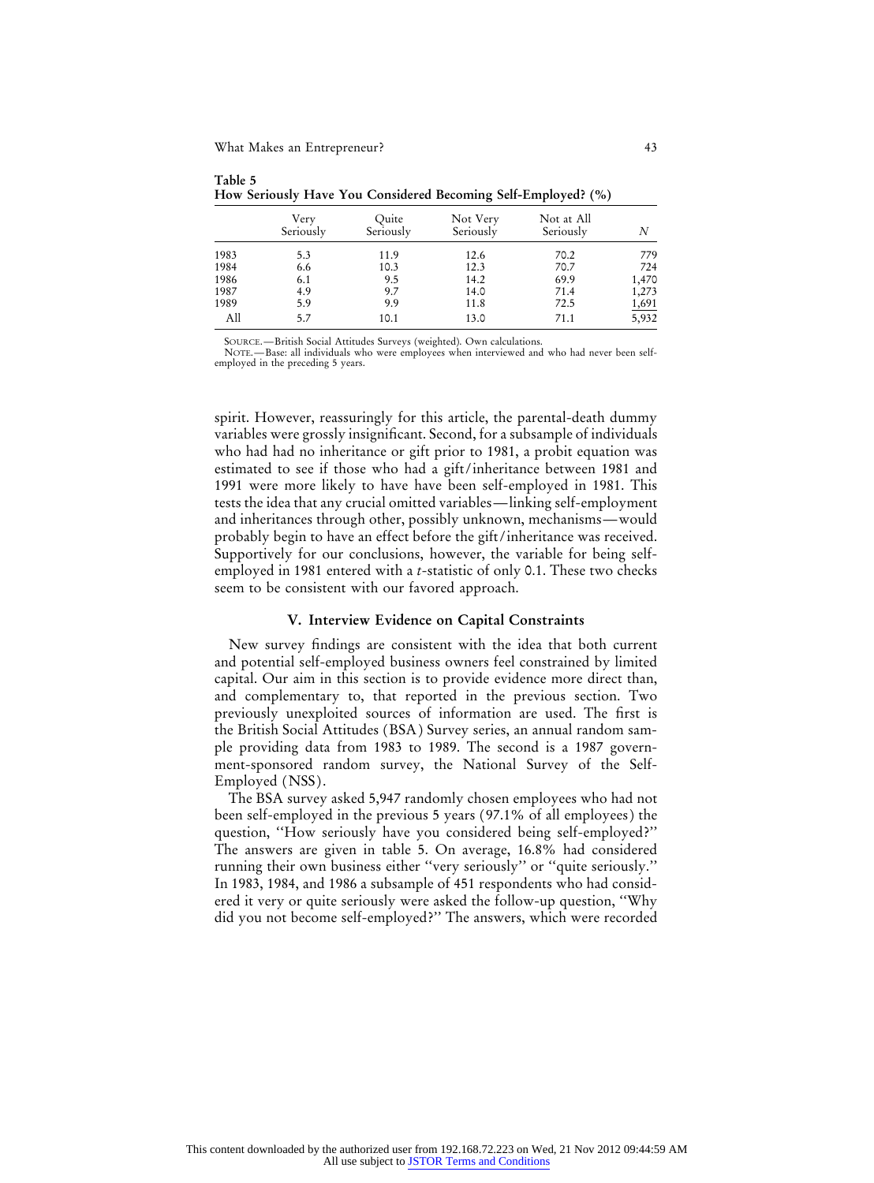**Table 5**
**How Seriously Have You Considered Becoming Self-Employed? (%)**

| | Very Seriously | Quite Seriously | Not Very Seriously | Not at All Seriously | $N$ |
|---|---|---|---|---|---|
| 1983 | 5.3 | 11.9 | 12.6 | 70.2 | 779 |
| 1984 | 6.6 | 10.3 | 12.3 | 70.7 | 724 |
| 1986 | 6.1 | 9.5 | 14.2 | 69.9 | 1,470 |
| 1987 | 4.9 | 9.7 | 14.0 | 71.4 | 1,273 |
| 1989 | 5.9 | 9.9 | 11.8 | 72.5 | 1,691 |
| All | 5.7 | 10.1 | 13.0 | 71.1 | 5,932 |

SOURCE.—British Social Attitudes Surveys (weighted). Own calculations.
NOTE.—Base: all individuals who were employees when interviewed and who had never been self-employed in the preceding 5 years.

spirit. However, reassuringly for this article, the parental-death dummy variables were grossly insignificant. Second, for a subsample of individuals who had had no inheritance or gift prior to 1981, a probit equation was estimated to see if those who had a gift/inheritance between 1981 and 1991 were more likely to have have been self-employed in 1981. This tests the idea that any crucial omitted variables—linking self-employment and inheritances through other, possibly unknown, mechanisms—would probably begin to have an effect before the gift/inheritance was received. Supportively for our conclusions, however, the variable for being self-employed in 1981 entered with a $t$-statistic of only 0.1. These two checks seem to be consistent with our favored approach.

## V. Interview Evidence on Capital Constraints

New survey findings are consistent with the idea that both current and potential self-employed business owners feel constrained by limited capital. Our aim in this section is to provide evidence more direct than, and complementary to, that reported in the previous section. Two previously unexploited sources of information are used. The first is the British Social Attitudes (BSA) Survey series, an annual random sample providing data from 1983 to 1989. The second is a 1987 government-sponsored random survey, the National Survey of the Self-Employed (NSS).

The BSA survey asked 5,947 randomly chosen employees who had not been self-employed in the previous 5 years (97.1% of all employees) the question, "How seriously have you considered being self-employed?" The answers are given in table 5. On average, 16.8% had considered running their own business either "very seriously" or "quite seriously." In 1983, 1984, and 1986 a subsample of 451 respondents who had considered it very or quite seriously were asked the follow-up question, "Why did you not become self-employed?" The answers, which were recorded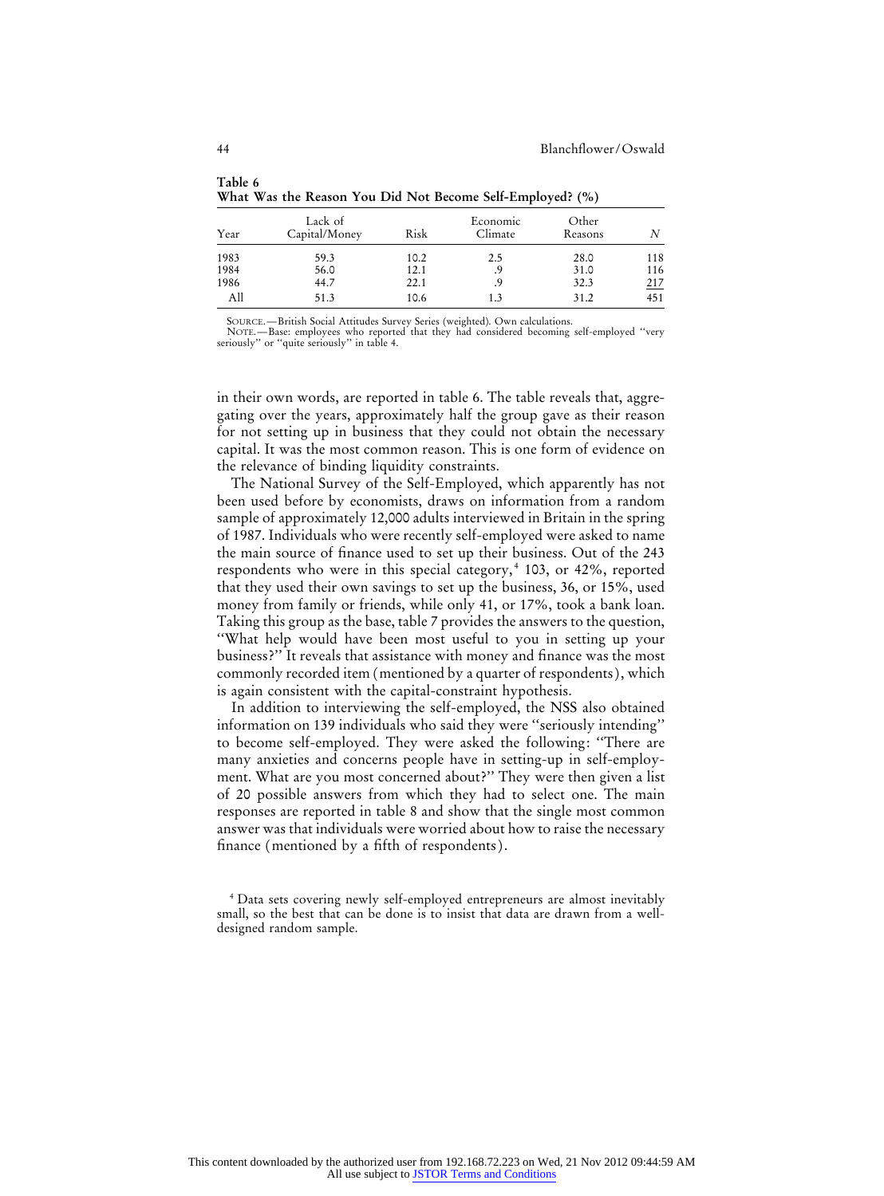**Table 6**
**What Was the Reason You Did Not Become Self-Employed? (%)**

| Year | Lack of Capital/Money | Risk | Economic Climate | Other Reasons | $N$ |
|---|---|---|---|---|---|
| 1983 | 59.3 | 10.2 | 2.5 | 28.0 | 118 |
| 1984 | 56.0 | 12.1 | .9 | 31.0 | 116 |
| 1986 | 44.7 | 22.1 | .9 | 32.3 | 217 |
| All | 51.3 | 10.6 | 1.3 | 31.2 | 451 |

SOURCE.—British Social Attitudes Survey Series (weighted). Own calculations.
NOTE.—Base: employees who reported that they had considered becoming self-employed "very seriously" or "quite seriously" in table 4.

in their own words, are reported in table 6. The table reveals that, aggregating over the years, approximately half the group gave as their reason for not setting up in business that they could not obtain the necessary capital. It was the most common reason. This is one form of evidence on the relevance of binding liquidity constraints.

The National Survey of the Self-Employed, which apparently has not been used before by economists, draws on information from a random sample of approximately 12,000 adults interviewed in Britain in the spring of 1987. Individuals who were recently self-employed were asked to name the main source of finance used to set up their business. Out of the 243 respondents who were in this special category,[4] 103, or 42%, reported that they used their own savings to set up the business, 36, or 15%, used money from family or friends, while only 41, or 17%, took a bank loan. Taking this group as the base, table 7 provides the answers to the question, "What help would have been most useful to you in setting up your business?" It reveals that assistance with money and finance was the most commonly recorded item (mentioned by a quarter of respondents), which is again consistent with the capital-constraint hypothesis.

In addition to interviewing the self-employed, the NSS also obtained information on 139 individuals who said they were "seriously intending" to become self-employed. They were asked the following: "There are many anxieties and concerns people have in setting-up in self-employment. What are you most concerned about?" They were then given a list of 20 possible answers from which they had to select one. The main responses are reported in table 8 and show that the single most common answer was that individuals were worried about how to raise the necessary finance (mentioned by a fifth of respondents).

[4] Data sets covering newly self-employed entrepreneurs are almost inevitably small, so the best that can be done is to insist that data are drawn from a well-designed random sample.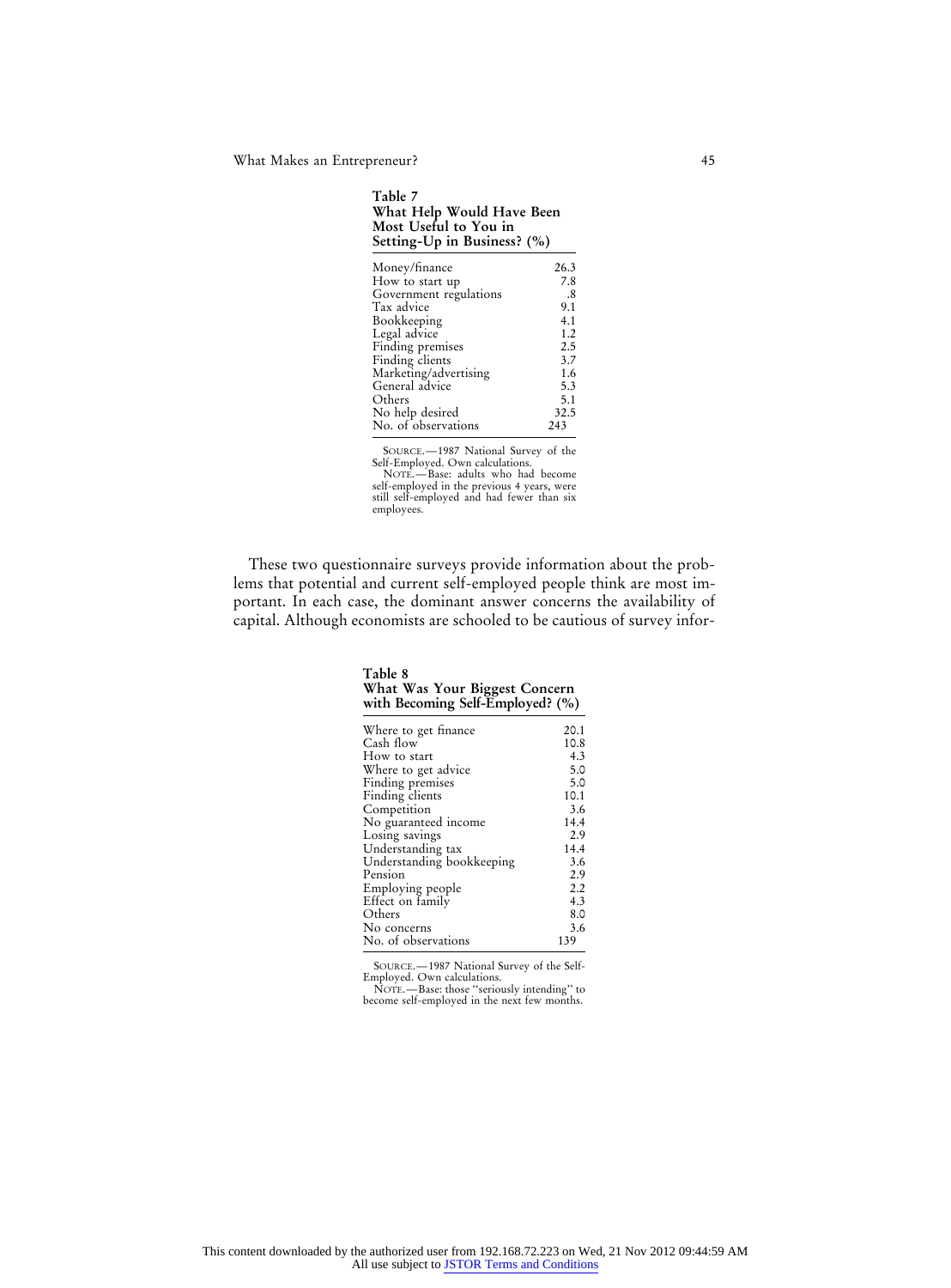**Table 7**
**What Help Would Have Been Most Useful to You in Setting-Up in Business? (%)**

| | |
|---|---|
| Money/finance | 26.3 |
| How to start up | 7.8 |
| Government regulations | .8 |
| Tax advice | 9.1 |
| Bookkeeping | 4.1 |
| Legal advice | 1.2 |
| Finding premises | 2.5 |
| Finding clients | 3.7 |
| Marketing/advertising | 1.6 |
| General advice | 5.3 |
| Others | 5.1 |
| No help desired | 32.5 |
| No. of observations | 243 |

SOURCE.—1987 National Survey of the Self-Employed. Own calculations.
NOTE.—Base: adults who had become self-employed in the previous 4 years, were still self-employed and had fewer than six employees.

These two questionnaire surveys provide information about the problems that potential and current self-employed people think are most important. In each case, the dominant answer concerns the availability of capital. Although economists are schooled to be cautious of survey infor-

**Table 8**
**What Was Your Biggest Concern with Becoming Self-Employed? (%)**

| | |
|---|---|
| Where to get finance | 20.1 |
| Cash flow | 10.8 |
| How to start | 4.3 |
| Where to get advice | 5.0 |
| Finding premises | 5.0 |
| Finding clients | 10.1 |
| Competition | 3.6 |
| No guaranteed income | 14.4 |
| Losing savings | 2.9 |
| Understanding tax | 14.4 |
| Understanding bookkeeping | 3.6 |
| Pension | 2.9 |
| Employing people | 2.2 |
| Effect on family | 4.3 |
| Others | 8.0 |
| No concerns | 3.6 |
| No. of observations | 139 |

SOURCE.—1987 National Survey of the Self-Employed. Own calculations.
NOTE.—Base: those "seriously intending" to become self-employed in the next few months.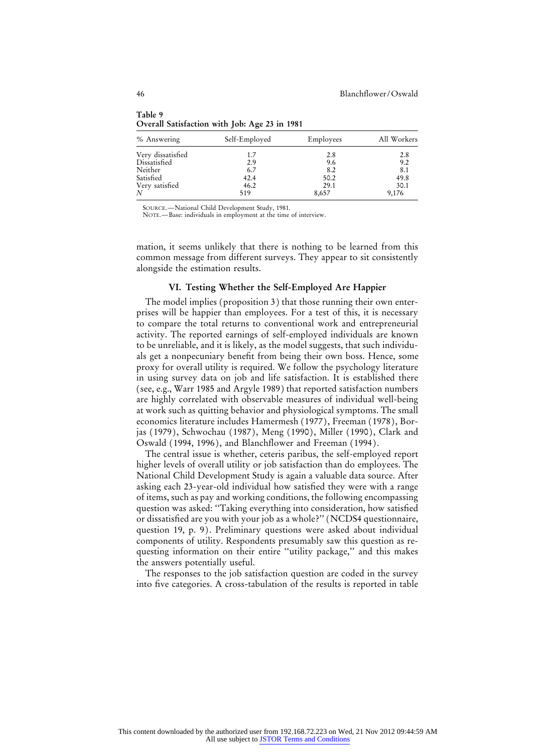**Table 9**
**Overall Satisfaction with Job: Age 23 in 1981**

| % Answering | Self-Employed | Employees | All Workers |
|---|---|---|---|
| Very dissatisfied | 1.7 | 2.8 | 2.8 |
| Dissatisfied | 2.9 | 9.6 | 9.2 |
| Neither | 6.7 | 8.2 | 8.1 |
| Satisfied | 42.4 | 50.2 | 49.8 |
| Very satisfied | 46.2 | 29.1 | 30.1 |
| *N* | 519 | 8,657 | 9,176 |

SOURCE.—National Child Development Study, 1981.
NOTE.—Base: individuals in employment at the time of interview.

mation, it seems unlikely that there is nothing to be learned from this common message from different surveys. They appear to sit consistently alongside the estimation results.

### VI. Testing Whether the Self-Employed Are Happier

The model implies (proposition 3) that those running their own enterprises will be happier than employees. For a test of this, it is necessary to compare the total returns to conventional work and entrepreneurial activity. The reported earnings of self-employed individuals are known to be unreliable, and it is likely, as the model suggests, that such individuals get a nonpecuniary benefit from being their own boss. Hence, some proxy for overall utility is required. We follow the psychology literature in using survey data on job and life satisfaction. It is established there (see, e.g., Warr 1985 and Argyle 1989) that reported satisfaction numbers are highly correlated with observable measures of individual well-being at work such as quitting behavior and physiological symptoms. The small economics literature includes Hamermesh (1977), Freeman (1978), Borjas (1979), Schwochau (1987), Meng (1990), Miller (1990), Clark and Oswald (1994, 1996), and Blanchflower and Freeman (1994).

The central issue is whether, ceteris paribus, the self-employed report higher levels of overall utility or job satisfaction than do employees. The National Child Development Study is again a valuable data source. After asking each 23-year-old individual how satisfied they were with a range of items, such as pay and working conditions, the following encompassing question was asked: "Taking everything into consideration, how satisfied or dissatisfied are you with your job as a whole?" (NCDS4 questionnaire, question 19, p. 9). Preliminary questions were asked about individual components of utility. Respondents presumably saw this question as requesting information on their entire "utility package," and this makes the answers potentially useful.

The responses to the job satisfaction question are coded in the survey into five categories. A cross-tabulation of the results is reported in table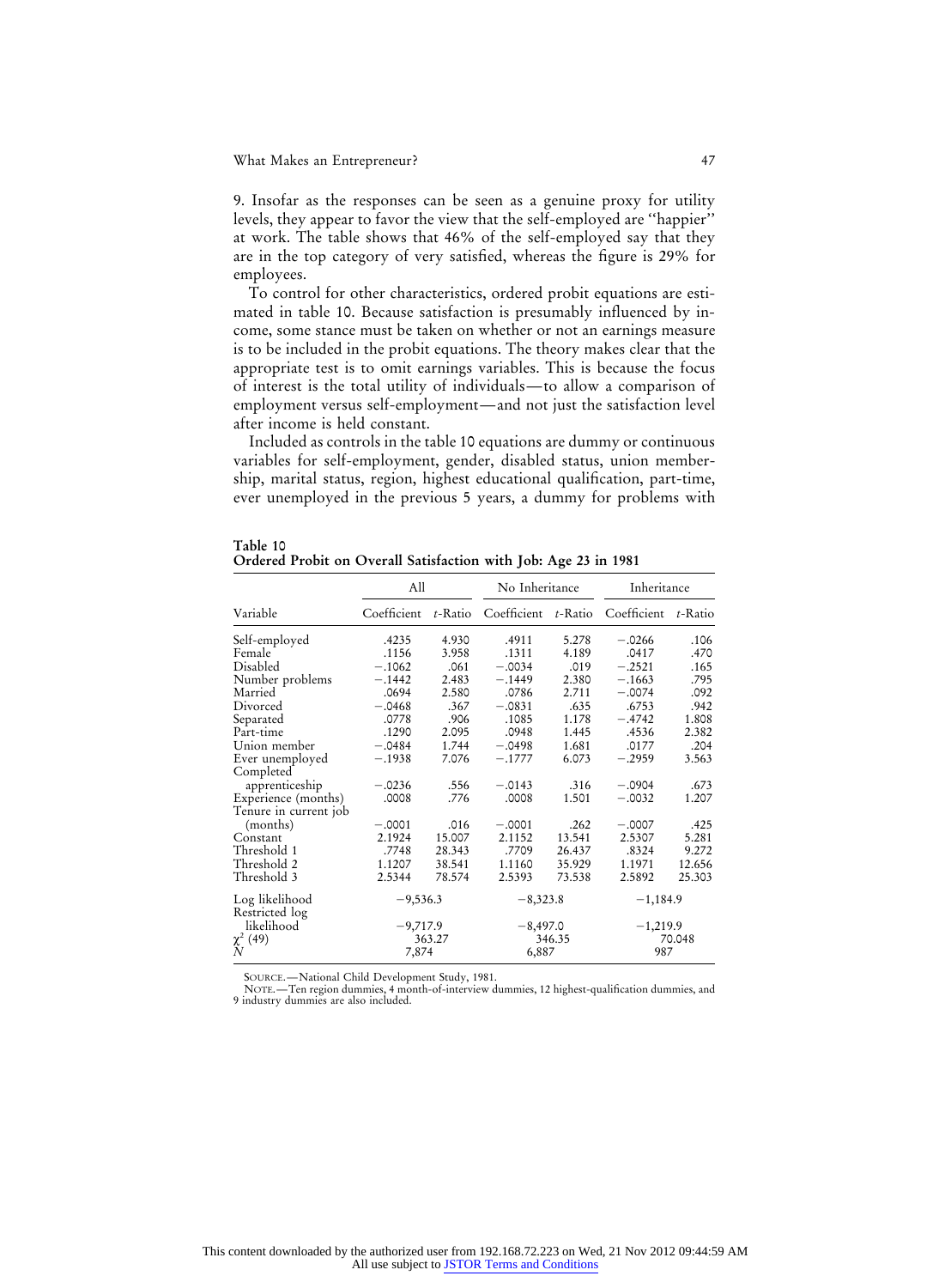9. Insofar as the responses can be seen as a genuine proxy for utility levels, they appear to favor the view that the self-employed are "happier" at work. The table shows that 46% of the self-employed say that they are in the top category of very satisfied, whereas the figure is 29% for employees.

To control for other characteristics, ordered probit equations are estimated in table 10. Because satisfaction is presumably influenced by income, some stance must be taken on whether or not an earnings measure is to be included in the probit equations. The theory makes clear that the appropriate test is to omit earnings variables. This is because the focus of interest is the total utility of individuals—to allow a comparison of employment versus self-employment—and not just the satisfaction level after income is held constant.

Included as controls in the table 10 equations are dummy or continuous variables for self-employment, gender, disabled status, union membership, marital status, region, highest educational qualification, part-time, ever unemployed in the previous 5 years, a dummy for problems with

**Table 10**
**Ordered Probit on Overall Satisfaction with Job: Age 23 in 1981**

| | All | | No Inheritance | | Inheritance | |
|---|---|---|---|---|---|---|
| Variable | Coefficient | *t*-Ratio | Coefficient | *t*-Ratio | Coefficient | *t*-Ratio |
| Self-employed | .4235 | 4.930 | .4911 | 5.278 | −.0266 | .106 |
| Female | .1156 | 3.958 | .1311 | 4.189 | .0417 | .470 |
| Disabled | −.1062 | .061 | −.0034 | .019 | −.2521 | .165 |
| Number problems | −.1442 | 2.483 | −.1449 | 2.380 | −.1663 | .795 |
| Married | .0694 | 2.580 | .0786 | 2.711 | −.0074 | .092 |
| Divorced | −.0468 | .367 | −.0831 | .635 | .6753 | .942 |
| Separated | .0778 | .906 | .1085 | 1.178 | −.4742 | 1.808 |
| Part-time | .1290 | 2.095 | .0948 | 1.445 | .4536 | 2.382 |
| Union member | −.0484 | 1.744 | −.0498 | 1.681 | .0177 | .204 |
| Ever unemployed | −.1938 | 7.076 | −.1777 | 6.073 | −.2959 | 3.563 |
| Completed apprenticeship | −.0236 | .556 | −.0143 | .316 | −.0904 | .673 |
| Experience (months) | .0008 | .776 | .0008 | 1.501 | −.0032 | 1.207 |
| Tenure in current job (months) | −.0001 | .016 | −.0001 | .262 | −.0007 | .425 |
| Constant | 2.1924 | 15.007 | 2.1152 | 13.541 | 2.5307 | 5.281 |
| Threshold 1 | .7748 | 28.343 | .7709 | 26.437 | .8324 | 9.272 |
| Threshold 2 | 1.1207 | 38.541 | 1.1160 | 35.929 | 1.1971 | 12.656 |
| Threshold 3 | 2.5344 | 78.574 | 2.5393 | 73.538 | 2.5892 | 25.303 |
| Log likelihood | −9,536.3 | | −8,323.8 | | −1,184.9 | |
| Restricted log likelihood | −9,717.9 | | −8,497.0 | | −1,219.9 | |
| $\chi^2$ (49) | 363.27 | | 346.35 | | 70.048 | |
| *N* | 7,874 | | 6,887 | | 987 | |

SOURCE.—National Child Development Study, 1981.
NOTE.—Ten region dummies, 4 month-of-interview dummies, 12 highest-qualification dummies, and 9 industry dummies are also included.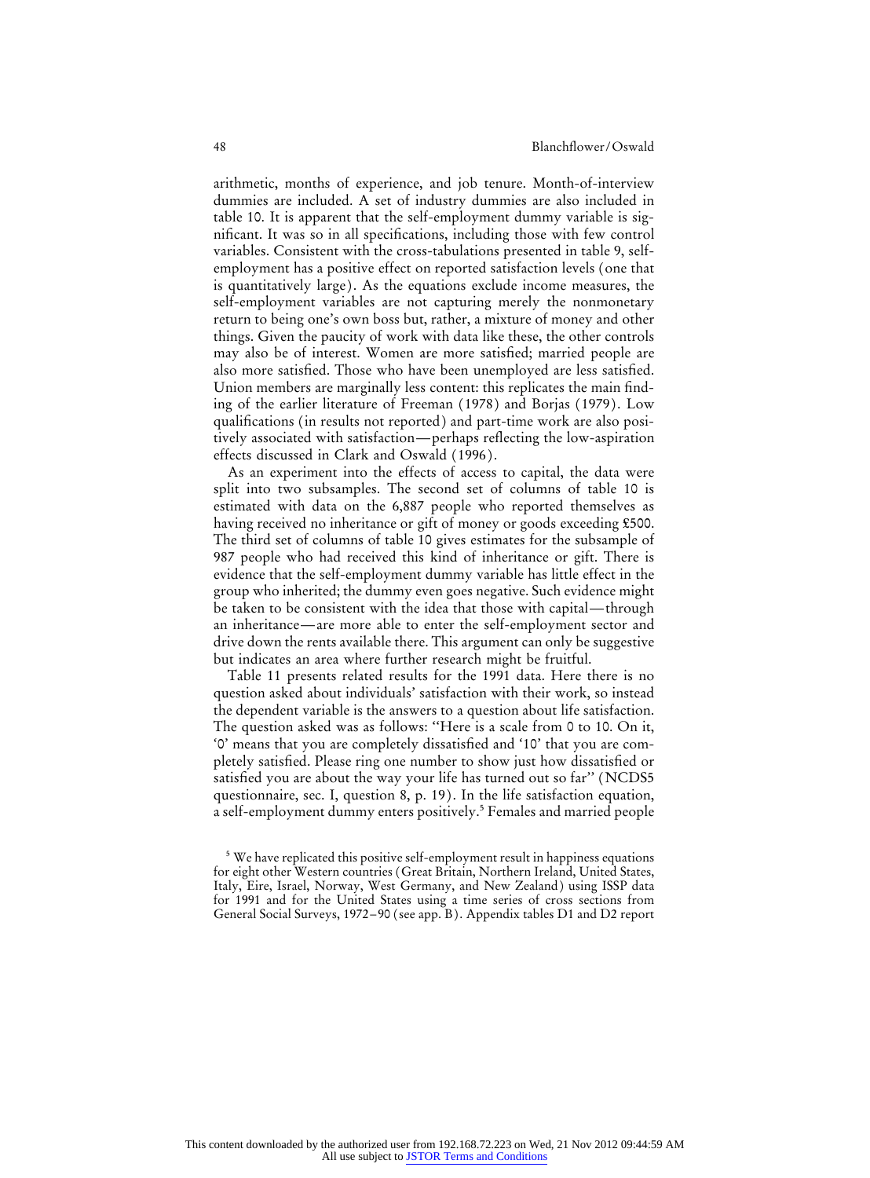arithmetic, months of experience, and job tenure. Month-of-interview dummies are included. A set of industry dummies are also included in table 10. It is apparent that the self-employment dummy variable is significant. It was so in all specifications, including those with few control variables. Consistent with the cross-tabulations presented in table 9, self-employment has a positive effect on reported satisfaction levels (one that is quantitatively large). As the equations exclude income measures, the self-employment variables are not capturing merely the nonmonetary return to being one's own boss but, rather, a mixture of money and other things. Given the paucity of work with data like these, the other controls may also be of interest. Women are more satisfied; married people are also more satisfied. Those who have been unemployed are less satisfied. Union members are marginally less content: this replicates the main finding of the earlier literature of Freeman (1978) and Borjas (1979). Low qualifications (in results not reported) and part-time work are also positively associated with satisfaction—perhaps reflecting the low-aspiration effects discussed in Clark and Oswald (1996).

As an experiment into the effects of access to capital, the data were split into two subsamples. The second set of columns of table 10 is estimated with data on the 6,887 people who reported themselves as having received no inheritance or gift of money or goods exceeding £500. The third set of columns of table 10 gives estimates for the subsample of 987 people who had received this kind of inheritance or gift. There is evidence that the self-employment dummy variable has little effect in the group who inherited; the dummy even goes negative. Such evidence might be taken to be consistent with the idea that those with capital—through an inheritance—are more able to enter the self-employment sector and drive down the rents available there. This argument can only be suggestive but indicates an area where further research might be fruitful.

Table 11 presents related results for the 1991 data. Here there is no question asked about individuals' satisfaction with their work, so instead the dependent variable is the answers to a question about life satisfaction. The question asked was as follows: "Here is a scale from 0 to 10. On it, '0' means that you are completely dissatisfied and '10' that you are completely satisfied. Please ring one number to show just how dissatisfied or satisfied you are about the way your life has turned out so far" (NCDS5 questionnaire, sec. I, question 8, p. 19). In the life satisfaction equation, a self-employment dummy enters positively.[5] Females and married people

[5] We have replicated this positive self-employment result in happiness equations for eight other Western countries (Great Britain, Northern Ireland, United States, Italy, Eire, Israel, Norway, West Germany, and New Zealand) using ISSP data for 1991 and for the United States using a time series of cross sections from General Social Surveys, 1972–90 (see app. B). Appendix tables D1 and D2 report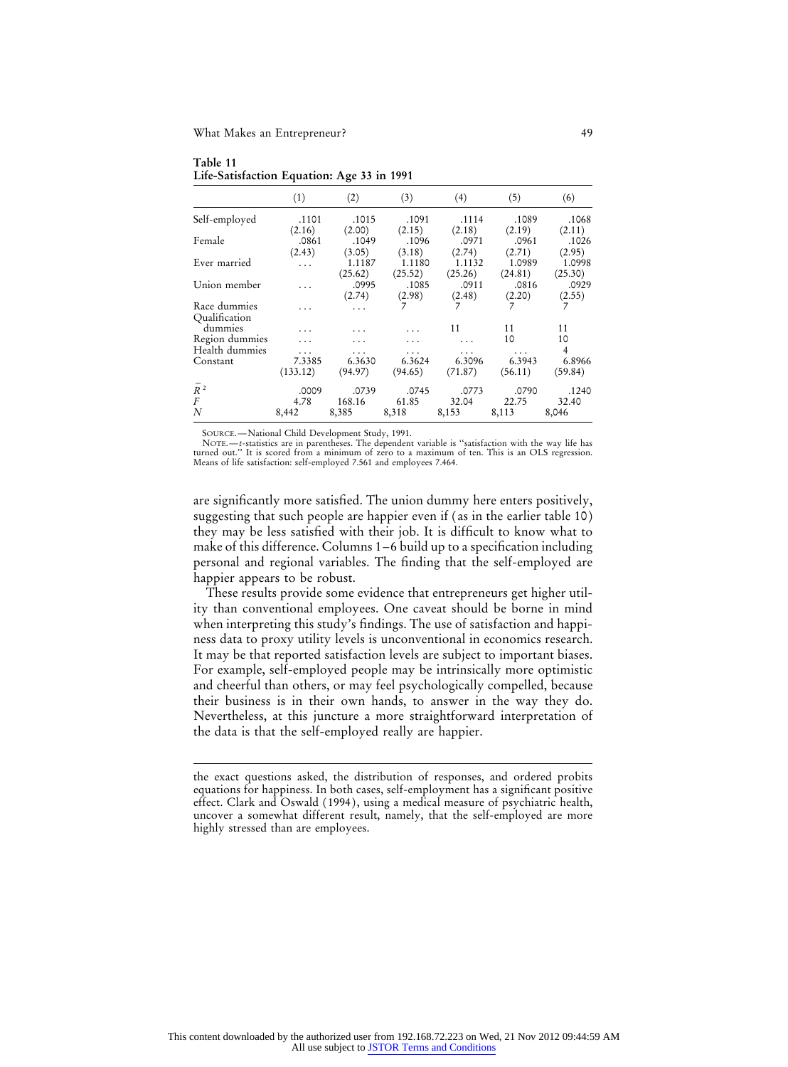**Table 11**
**Life-Satisfaction Equation: Age 33 in 1991**

| | (1) | (2) | (3) | (4) | (5) | (6) |
|---|---|---|---|---|---|---|
| Self-employed | .1101 | .1015 | .1091 | .1114 | .1089 | .1068 |
| | (2.16) | (2.00) | (2.15) | (2.18) | (2.19) | (2.11) |
| Female | .0861 | .1049 | .1096 | .0971 | .0961 | .1026 |
| | (2.43) | (3.05) | (3.18) | (2.74) | (2.71) | (2.95) |
| Ever married | . . . | 1.1187 | 1.1180 | 1.1132 | 1.0989 | 1.0998 |
| | | (25.62) | (25.52) | (25.26) | (24.81) | (25.30) |
| Union member | . . . | .0995 | .1085 | .0911 | .0816 | .0929 |
| | | (2.74) | (2.98) | (2.48) | (2.20) | (2.55) |
| Race dummies | . . . | . . . | 7 | 7 | 7 | 7 |
| Qualification dummies | . . . | . . . | . . . | 11 | 11 | 11 |
| Region dummies | . . . | . . . | . . . | . . . | 10 | 10 |
| Health dummies | . . . | . . . | . . . | . . . | . . . | 4 |
| Constant | 7.3385 | 6.3630 | 6.3624 | 6.3096 | 6.3943 | 6.8966 |
| | (133.12) | (94.97) | (94.65) | (71.87) | (56.11) | (59.84) |
| $\bar{R}^2$ | .0009 | .0739 | .0745 | .0773 | .0790 | .1240 |
| $F$ | 4.78 | 168.16 | 61.85 | 32.04 | 22.75 | 32.40 |
| $N$ | 8,442 | 8,385 | 8,318 | 8,153 | 8,113 | 8,046 |

SOURCE.—National Child Development Study, 1991.
NOTE.—*t*-statistics are in parentheses. The dependent variable is "satisfaction with the way life has turned out." It is scored from a minimum of zero to a maximum of ten. This is an OLS regression. Means of life satisfaction: self-employed 7.561 and employees 7.464.

are significantly more satisfied. The union dummy here enters positively, suggesting that such people are happier even if (as in the earlier table 10) they may be less satisfied with their job. It is difficult to know what to make of this difference. Columns 1–6 build up to a specification including personal and regional variables. The finding that the self-employed are happier appears to be robust.

These results provide some evidence that entrepreneurs get higher utility than conventional employees. One caveat should be borne in mind when interpreting this study's findings. The use of satisfaction and happiness data to proxy utility levels is unconventional in economics research. It may be that reported satisfaction levels are subject to important biases. For example, self-employed people may be intrinsically more optimistic and cheerful than others, or may feel psychologically compelled, because their business is in their own hands, to answer in the way they do. Nevertheless, at this juncture a more straightforward interpretation of the data is that the self-employed really are happier.

the exact questions asked, the distribution of responses, and ordered probits equations for happiness. In both cases, self-employment has a significant positive effect. Clark and Oswald (1994), using a medical measure of psychiatric health, uncover a somewhat different result, namely, that the self-employed are more highly stressed than are employees.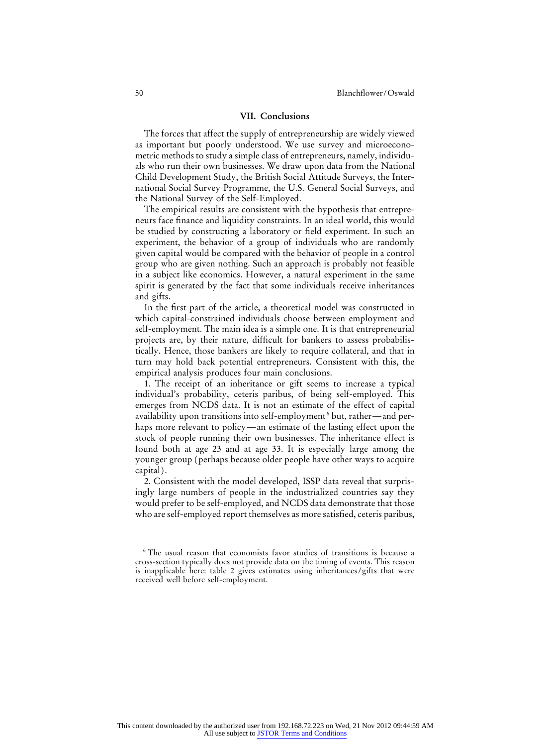## VII. Conclusions

The forces that affect the supply of entrepreneurship are widely viewed as important but poorly understood. We use survey and microeconometric methods to study a simple class of entrepreneurs, namely, individuals who run their own businesses. We draw upon data from the National Child Development Study, the British Social Attitude Surveys, the International Social Survey Programme, the U.S. General Social Surveys, and the National Survey of the Self-Employed.

The empirical results are consistent with the hypothesis that entrepreneurs face finance and liquidity constraints. In an ideal world, this would be studied by constructing a laboratory or field experiment. In such an experiment, the behavior of a group of individuals who are randomly given capital would be compared with the behavior of people in a control group who are given nothing. Such an approach is probably not feasible in a subject like economics. However, a natural experiment in the same spirit is generated by the fact that some individuals receive inheritances and gifts.

In the first part of the article, a theoretical model was constructed in which capital-constrained individuals choose between employment and self-employment. The main idea is a simple one. It is that entrepreneurial projects are, by their nature, difficult for bankers to assess probabilistically. Hence, those bankers are likely to require collateral, and that in turn may hold back potential entrepreneurs. Consistent with this, the empirical analysis produces four main conclusions.

1. The receipt of an inheritance or gift seems to increase a typical individual's probability, ceteris paribus, of being self-employed. This emerges from NCDS data. It is not an estimate of the effect of capital availability upon transitions into self-employment[6] but, rather—and perhaps more relevant to policy—an estimate of the lasting effect upon the stock of people running their own businesses. The inheritance effect is found both at age 23 and at age 33. It is especially large among the younger group (perhaps because older people have other ways to acquire capital).

2. Consistent with the model developed, ISSP data reveal that surprisingly large numbers of people in the industrialized countries say they would prefer to be self-employed, and NCDS data demonstrate that those who are self-employed report themselves as more satisfied, ceteris paribus,

[6] The usual reason that economists favor studies of transitions is because a cross-section typically does not provide data on the timing of events. This reason is inapplicable here: table 2 gives estimates using inheritances/gifts that were received well before self-employment.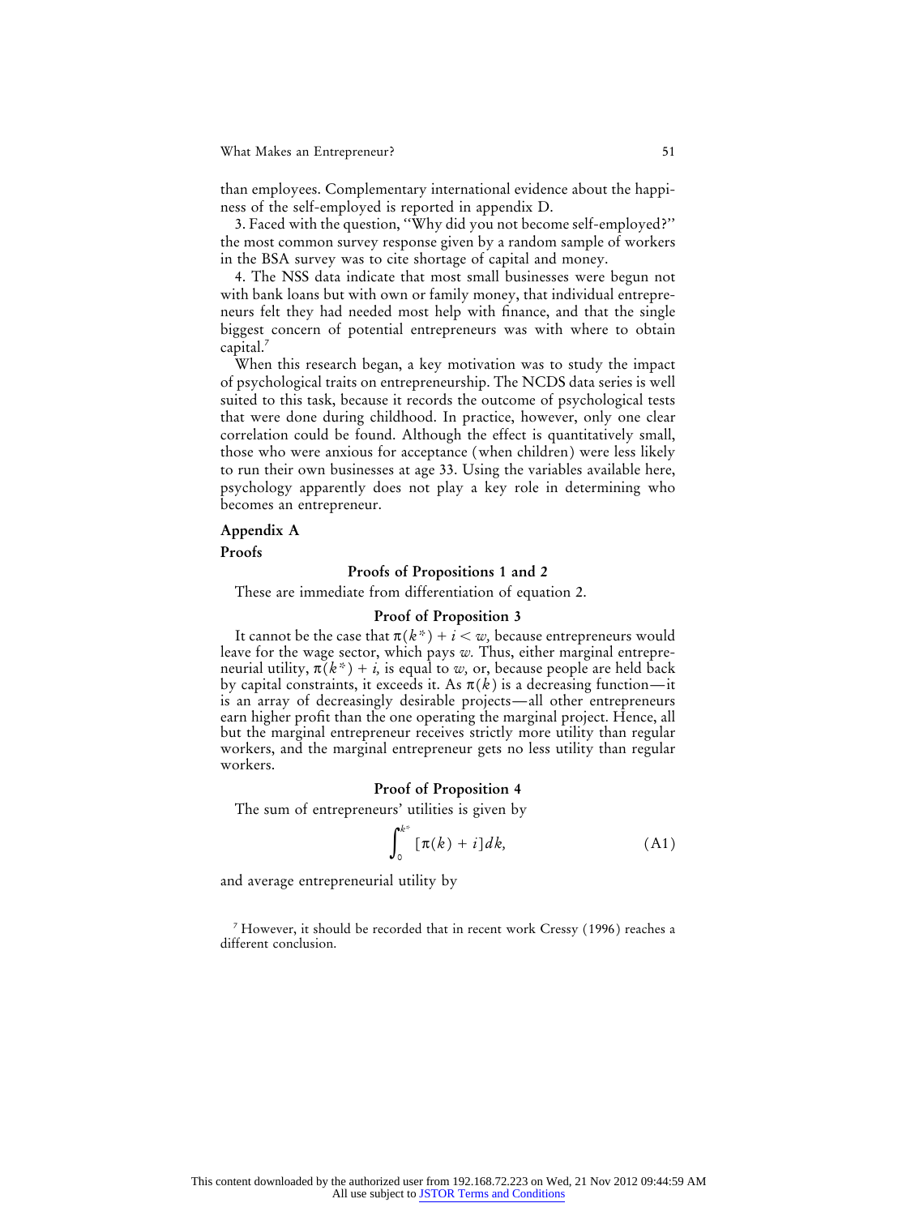than employees. Complementary international evidence about the happiness of the self-employed is reported in appendix D.

3. Faced with the question, "Why did you not become self-employed?" the most common survey response given by a random sample of workers in the BSA survey was to cite shortage of capital and money.

4. The NSS data indicate that most small businesses were begun not with bank loans but with own or family money, that individual entrepreneurs felt they had needed most help with finance, and that the single biggest concern of potential entrepreneurs was with where to obtain capital.[7]

When this research began, a key motivation was to study the impact of psychological traits on entrepreneurship. The NCDS data series is well suited to this task, because it records the outcome of psychological tests that were done during childhood. In practice, however, only one clear correlation could be found. Although the effect is quantitatively small, those who were anxious for acceptance (when children) were less likely to run their own businesses at age 33. Using the variables available here, psychology apparently does not play a key role in determining who becomes an entrepreneur.

## Appendix A

### Proofs

#### Proofs of Propositions 1 and 2

These are immediate from differentiation of equation 2.

#### Proof of Proposition 3

It cannot be the case that $\pi(k^*) + i < w$, because entrepreneurs would leave for the wage sector, which pays $w$. Thus, either marginal entrepreneurial utility, $\pi(k^*) + i$, is equal to $w$, or, because people are held back by capital constraints, it exceeds it. As $\pi(k)$ is a decreasing function—it is an array of decreasingly desirable projects—all other entrepreneurs earn higher profit than the one operating the marginal project. Hence, all but the marginal entrepreneur receives strictly more utility than regular workers, and the marginal entrepreneur gets no less utility than regular workers.

#### Proof of Proposition 4

The sum of entrepreneurs' utilities is given by

$$\int_0^{k^*} [\pi(k) + i]\,dk, \tag{A1}$$

and average entrepreneurial utility by

[7] However, it should be recorded that in recent work Cressy (1996) reaches a different conclusion.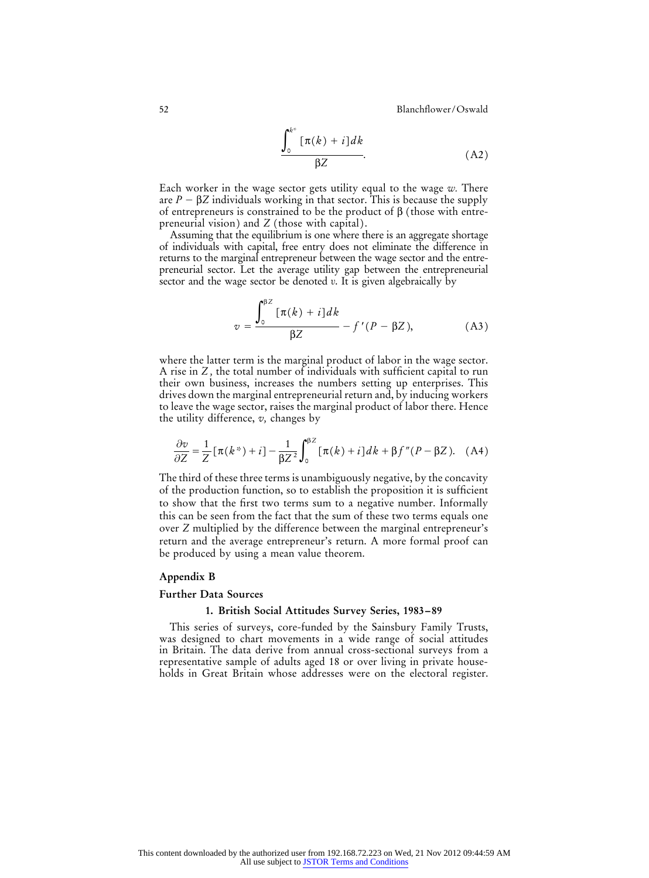$$\frac{\int_0^{k^*} [\pi(k) + i]\,dk}{\beta Z}. \tag{A2}$$

Each worker in the wage sector gets utility equal to the wage $w$. There are $P - \beta Z$ individuals working in that sector. This is because the supply of entrepreneurs is constrained to be the product of $\beta$ (those with entrepreneurial vision) and $Z$ (those with capital).

Assuming that the equilibrium is one where there is an aggregate shortage of individuals with capital, free entry does not eliminate the difference in returns to the marginal entrepreneur between the wage sector and the entrepreneurial sector. Let the average utility gap between the entrepreneurial sector and the wage sector be denoted $v$. It is given algebraically by

$$v = \frac{\int_0^{\beta Z} [\pi(k) + i]\,dk}{\beta Z} - f'(P - \beta Z), \tag{A3}$$

where the latter term is the marginal product of labor in the wage sector. A rise in $Z$, the total number of individuals with sufficient capital to run their own business, increases the numbers setting up enterprises. This drives down the marginal entrepreneurial return and, by inducing workers to leave the wage sector, raises the marginal product of labor there. Hence the utility difference, $v$, changes by

$$\frac{\partial v}{\partial Z} = \frac{1}{Z}[\pi(k^*) + i] - \frac{1}{\beta Z^2}\int_0^{\beta Z} [\pi(k) + i]\,dk + \beta f''(P - \beta Z). \tag{A4}$$

The third of these three terms is unambiguously negative, by the concavity of the production function, so to establish the proposition it is sufficient to show that the first two terms sum to a negative number. Informally this can be seen from the fact that the sum of these two terms equals one over $Z$ multiplied by the difference between the marginal entrepreneur's return and the average entrepreneur's return. A more formal proof can be produced by using a mean value theorem.

## Appendix B

### Further Data Sources

#### 1. British Social Attitudes Survey Series, 1983–89

This series of surveys, core-funded by the Sainsbury Family Trusts, was designed to chart movements in a wide range of social attitudes in Britain. The data derive from annual cross-sectional surveys from a representative sample of adults aged 18 or over living in private households in Great Britain whose addresses were on the electoral register.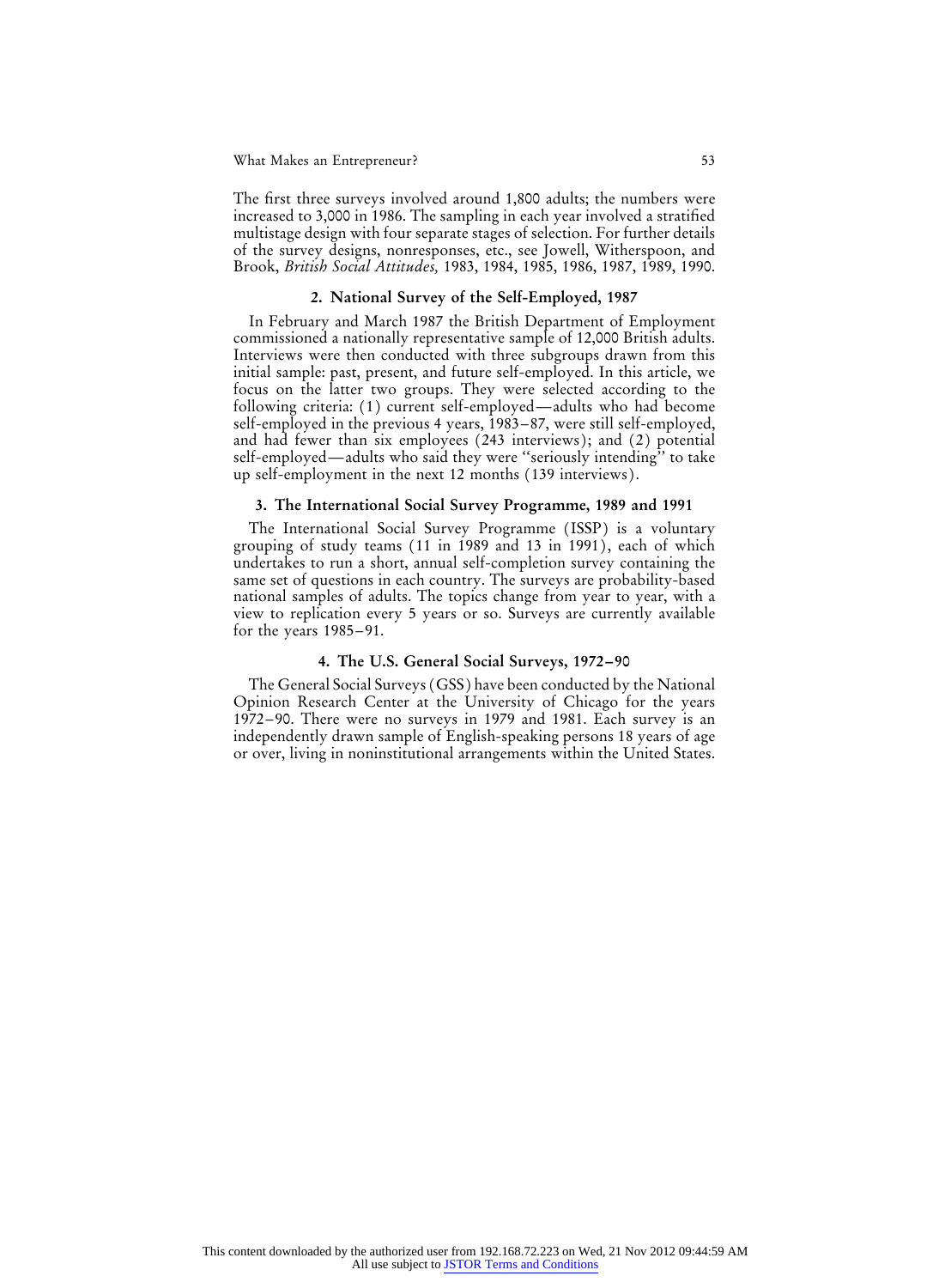The first three surveys involved around 1,800 adults; the numbers were increased to 3,000 in 1986. The sampling in each year involved a stratified multistage design with four separate stages of selection. For further details of the survey designs, nonresponses, etc., see Jowell, Witherspoon, and Brook, *British Social Attitudes,* 1983, 1984, 1985, 1986, 1987, 1989, 1990.

### 2. National Survey of the Self-Employed, 1987

In February and March 1987 the British Department of Employment commissioned a nationally representative sample of 12,000 British adults. Interviews were then conducted with three subgroups drawn from this initial sample: past, present, and future self-employed. In this article, we focus on the latter two groups. They were selected according to the following criteria: (1) current self-employed—adults who had become self-employed in the previous 4 years, 1983–87, were still self-employed, and had fewer than six employees (243 interviews); and (2) potential self-employed—adults who said they were "seriously intending" to take up self-employment in the next 12 months (139 interviews).

### 3. The International Social Survey Programme, 1989 and 1991

The International Social Survey Programme (ISSP) is a voluntary grouping of study teams (11 in 1989 and 13 in 1991), each of which undertakes to run a short, annual self-completion survey containing the same set of questions in each country. The surveys are probability-based national samples of adults. The topics change from year to year, with a view to replication every 5 years or so. Surveys are currently available for the years 1985–91.

### 4. The U.S. General Social Surveys, 1972–90

The General Social Surveys (GSS) have been conducted by the National Opinion Research Center at the University of Chicago for the years 1972–90. There were no surveys in 1979 and 1981. Each survey is an independently drawn sample of English-speaking persons 18 years of age or over, living in noninstitutional arrangements within the United States.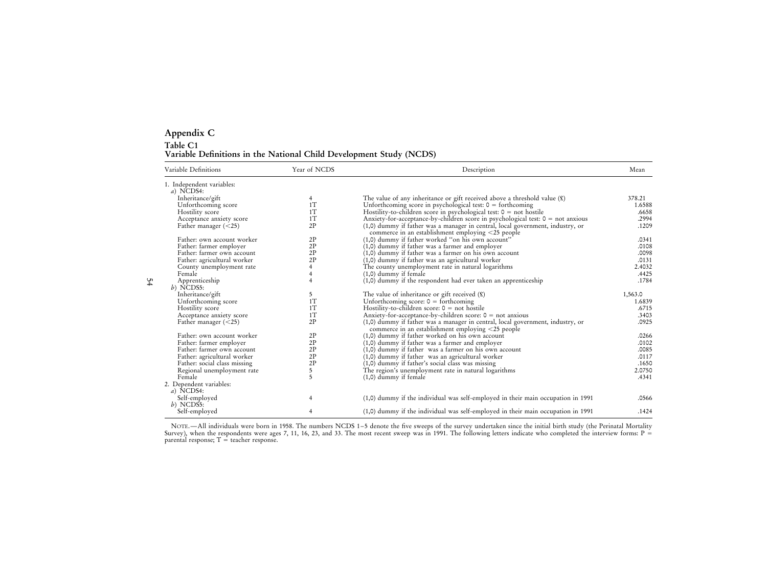## Appendix C

**Table C1**
**Variable Definitions in the National Child Development Study (NCDS)**

| Variable Definitions | Year of NCDS | Description | Mean |
|---|---|---|---|
| 1. Independent variables: | | | |
| *a*) NCDS4: | | | |
| Inheritance/gift | 4 | The value of any inheritance or gift received above a threshold value (£) | 378.21 |
| Unforthcoming score | 1T | Unforthcoming score in psychological test: 0 = forthcoming | 1.6588 |
| Hostility score | 1T | Hostility-to-children score in psychological test: 0 = not hostile | .6658 |
| Acceptance anxiety score | 1T | Anxiety-for-acceptance-by-children score in psychological test: 0 = not anxious | .2994 |
| Father manager (<25) | 2P | (1,0) dummy if father was a manager in central, local government, industry, or commerce in an establishment employing <25 people | .1209 |
| Father: own account worker | 2P | (1,0) dummy if father worked "on his own account" | .0341 |
| Father: farmer employer | 2P | (1,0) dummy if father was a farmer and employer | .0108 |
| Father: farmer own account | 2P | (1,0) dummy if father was a farmer on his own account | .0098 |
| Father: agricultural worker | 2P | (1,0) dummy if father was an agricultural worker | .0131 |
| County unemployment rate | 4 | The county unemployment rate in natural logarithms | 2.4032 |
| Female | 4 | (1,0) dummy if female | .4425 |
| Apprenticeship | 4 | (1,0) dummy if the respondent had ever taken an apprenticeship | .1784 |
| *b*) NCDS5: | | | |
| Inheritance/gift | 5 | The value of inheritance or gift received (£) | 1,563.0 |
| Unforthcoming score | 1T | Unforthcoming score: 0 = forthcoming | 1.6839 |
| Hostility score | 1T | Hostility-to-children score: 0 = not hostile | .6715 |
| Acceptance anxiety score | 1T | Anxiety-for-acceptance-by-children score: 0 = not anxious | .3403 |
| Father manager (<25) | 2P | (1,0) dummy if father was a manager in central, local government, industry, or commerce in an establishment employing <25 people | .0925 |
| Father: own account worker | 2P | (1,0) dummy if father worked on his own account | .0266 |
| Father: farmer employer | 2P | (1,0) dummy if father was a farmer and employer | .0102 |
| Father: farmer own account | 2P | (1,0) dummy if father was a farmer on his own account | .0085 |
| Father: agricultural worker | 2P | (1,0) dummy if father was an agricultural worker | .0117 |
| Father: social class missing | 2P | (1,0) dummy if father's social class was missing | .1650 |
| Regional unemployment rate | 5 | The region's unemployment rate in natural logarithms | 2.0750 |
| Female | 5 | (1,0) dummy if female | .4341 |
| 2. Dependent variables: | | | |
| *a*) NCDS4: | | | |
| Self-employed | 4 | (1,0) dummy if the individual was self-employed in their main occupation in 1991 | .0566 |
| *b*) NCDS5: | | | |
| Self-employed | 4 | (1,0) dummy if the individual was self-employed in their main occupation in 1991 | .1424 |

NOTE.—All individuals were born in 1958. The numbers NCDS 1–5 denote the five sweeps of the survey undertaken since the initial birth study (the Perinatal Mortality Survey), when the respondents were ages 7, 11, 16, 23, and 33. The most recent sweep was in 1991. The following letters indicate who completed the interview forms: P = parental response; T = teacher response.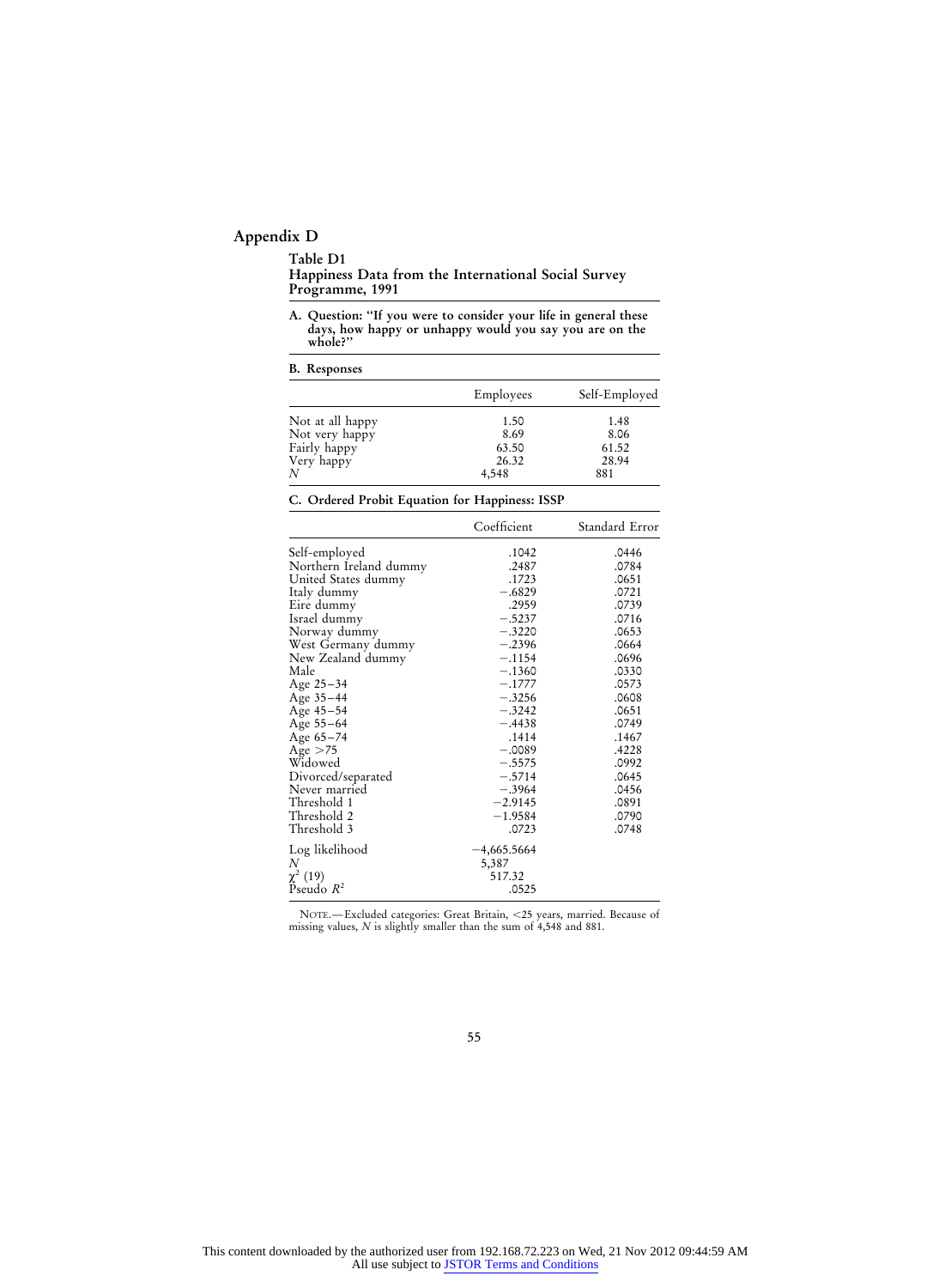## Appendix D

### Table D1
**Happiness Data from the International Social Survey Programme, 1991**

**A. Question: "If you were to consider your life in general these days, how happy or unhappy would you say you are on the whole?"**

**B. Responses**

| | Employees | Self-Employed |
|---|---|---|
| Not at all happy | 1.50 | 1.48 |
| Not very happy | 8.69 | 8.06 |
| Fairly happy | 63.50 | 61.52 |
| Very happy | 26.32 | 28.94 |
| $N$ | 4,548 | 881 |

**C. Ordered Probit Equation for Happiness: ISSP**

| | Coefficient | Standard Error |
|---|---|---|
| Self-employed | .1042 | .0446 |
| Northern Ireland dummy | .2487 | .0784 |
| United States dummy | .1723 | .0651 |
| Italy dummy | −.6829 | .0721 |
| Eire dummy | .2959 | .0739 |
| Israel dummy | −.5237 | .0716 |
| Norway dummy | −.3220 | .0653 |
| West Germany dummy | −.2396 | .0664 |
| New Zealand dummy | −.1154 | .0696 |
| Male | −.1360 | .0330 |
| Age 25–34 | −.1777 | .0573 |
| Age 35–44 | −.3256 | .0608 |
| Age 45–54 | −.3242 | .0651 |
| Age 55–64 | −.4438 | .0749 |
| Age 65–74 | .1414 | .1467 |
| Age >75 | −.0089 | .4228 |
| Widowed | −.5575 | .0992 |
| Divorced/separated | −.5714 | .0645 |
| Never married | −.3964 | .0456 |
| Threshold 1 | −2.9145 | .0891 |
| Threshold 2 | −1.9584 | .0790 |
| Threshold 3 | .0723 | .0748 |
| Log likelihood | −4,665.5664 | |
| $N$ | 5,387 | |
| $\chi^2$ (19) | 517.32 | |
| Pseudo $R^2$ | .0525 | |

NOTE.—Excluded categories: Great Britain, <25 years, married. Because of missing values, $N$ is slightly smaller than the sum of 4,548 and 881.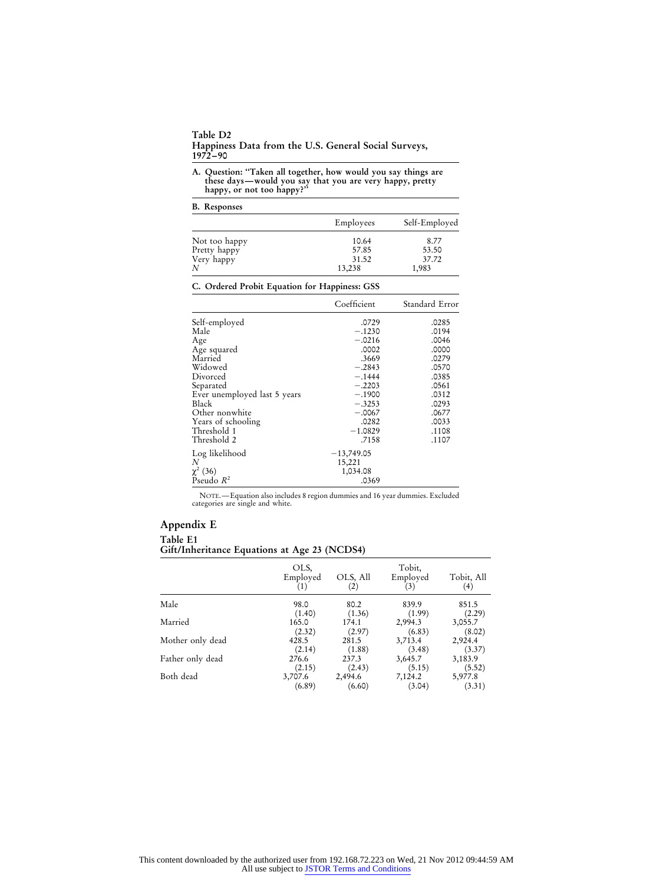**Table D2**
**Happiness Data from the U.S. General Social Surveys, 1972–90**

**A. Question: "Taken all together, how would you say things are these days—would you say that you are very happy, pretty happy, or not too happy?"**

**B. Responses**

| | Employees | Self-Employed |
|---|---|---|
| Not too happy | 10.64 | 8.77 |
| Pretty happy | 57.85 | 53.50 |
| Very happy | 31.52 | 37.72 |
| *N* | 13,238 | 1,983 |

**C. Ordered Probit Equation for Happiness: GSS**

| | Coefficient | Standard Error |
|---|---|---|
| Self-employed | .0729 | .0285 |
| Male | −.1230 | .0194 |
| Age | −.0216 | .0046 |
| Age squared | .0002 | .0000 |
| Married | .3669 | .0279 |
| Widowed | −.2843 | .0570 |
| Divorced | −.1444 | .0385 |
| Separated | −.2203 | .0561 |
| Ever unemployed last 5 years | −.1900 | .0312 |
| Black | −.3253 | .0293 |
| Other nonwhite | −.0067 | .0677 |
| Years of schooling | .0282 | .0033 |
| Threshold 1 | −1.0829 | .1108 |
| Threshold 2 | .7158 | .1107 |
| Log likelihood | −13,749.05 | |
| *N* | 15,221 | |
| $\chi^2$ (36) | 1,034.08 | |
| Pseudo $R^2$ | .0369 | |

NOTE.—Equation also includes 8 region dummies and 16 year dummies. Excluded categories are single and white.

## Appendix E

**Table E1**
**Gift/Inheritance Equations at Age 23 (NCDS4)**

| | OLS, Employed (1) | OLS, All (2) | Tobit, Employed (3) | Tobit, All (4) |
|---|---|---|---|---|
| Male | 98.0 | 80.2 | 839.9 | 851.5 |
| | (1.40) | (1.36) | (1.99) | (2.29) |
| Married | 165.0 | 174.1 | 2,994.3 | 3,055.7 |
| | (2.32) | (2.97) | (6.83) | (8.02) |
| Mother only dead | 428.5 | 281.5 | 3,713.4 | 2,924.4 |
| | (2.14) | (1.88) | (3.48) | (3.37) |
| Father only dead | 276.6 | 237.3 | 3,645.7 | 3,183.9 |
| | (2.15) | (2.43) | (5.15) | (5.52) |
| Both dead | 3,707.6 | 2,494.6 | 7,124.2 | 5,977.8 |
| | (6.89) | (6.60) | (3.04) | (3.31) |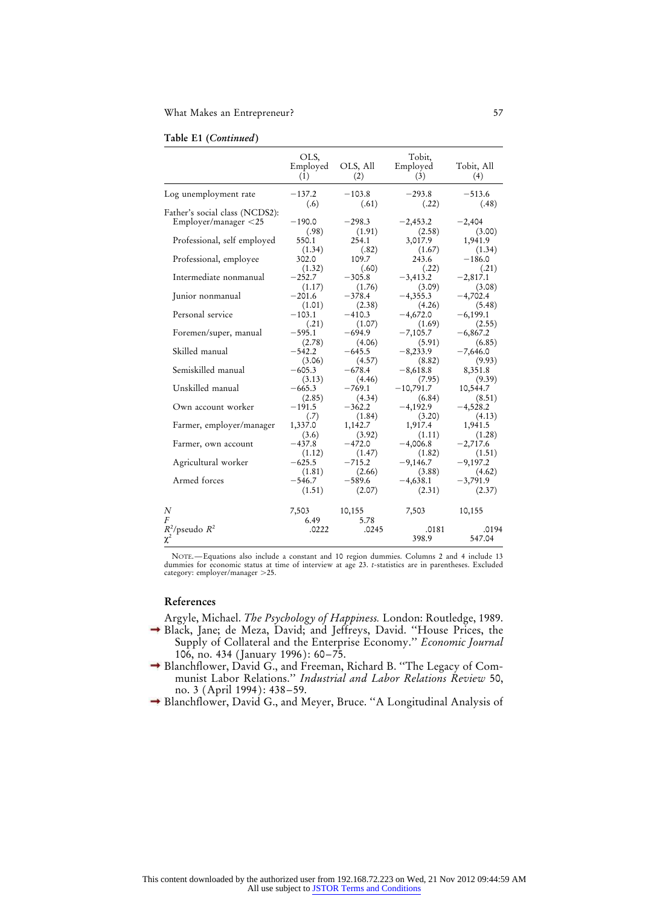**Table E1 (*Continued*)**

| | OLS, Employed (1) | OLS, All (2) | Tobit, Employed (3) | Tobit, All (4) |
|---|---|---|---|---|
| Log unemployment rate | −137.2 | −103.8 | −293.8 | −513.6 |
| | (.6) | (.61) | (.22) | (.48) |
| Father's social class (NCDS2): | | | | |
| Employer/manager <25 | −190.0 | −298.3 | −2,453.2 | −2,404 |
| | (.98) | (1.91) | (2.58) | (3.00) |
| Professional, self employed | 550.1 | 254.1 | 3,017.9 | 1,941.9 |
| | (1.34) | (.82) | (1.67) | (1.34) |
| Professional, employee | 302.0 | 109.7 | 243.6 | −186.0 |
| | (1.32) | (.60) | (.22) | (.21) |
| Intermediate nonmanual | −252.7 | −305.8 | −3,413.2 | −2,817.1 |
| | (1.17) | (1.76) | (3.09) | (3.08) |
| Junior nonmanual | −201.6 | −378.4 | −4,355.3 | −4,702.4 |
| | (1.01) | (2.38) | (4.26) | (5.48) |
| Personal service | −103.1 | −410.3 | −4,672.0 | −6,199.1 |
| | (.21) | (1.07) | (1.69) | (2.55) |
| Foremen/super, manual | −595.1 | −694.9 | −7,105.7 | −6,867.2 |
| | (2.78) | (4.06) | (5.91) | (6.85) |
| Skilled manual | −542.2 | −645.5 | −8,233.9 | −7,646.0 |
| | (3.06) | (4.57) | (8.82) | (9.93) |
| Semiskilled manual | −605.3 | −678.4 | −8,618.8 | 8,351.8 |
| | (3.13) | (4.46) | (7.95) | (9.39) |
| Unskilled manual | −665.3 | −769.1 | −10,791.7 | 10,544.7 |
| | (2.85) | (4.34) | (6.84) | (8.51) |
| Own account worker | −191.5 | −362.2 | −4,192.9 | −4,528.2 |
| | (.7) | (1.84) | (3.20) | (4.13) |
| Farmer, employer/manager | 1,337.0 | 1,142.7 | 1,917.4 | 1,941.5 |
| | (3.6) | (3.92) | (1.11) | (1.28) |
| Farmer, own account | −437.8 | −472.0 | −4,006.8 | −2,717.6 |
| | (1.12) | (1.47) | (1.82) | (1.51) |
| Agricultural worker | −625.5 | −715.2 | −9,146.7 | −9,197.2 |
| | (1.81) | (2.66) | (3.88) | (4.62) |
| Armed forces | −546.7 | −589.6 | −4,638.1 | −3,791.9 |
| | (1.51) | (2.07) | (2.31) | (2.37) |
| $N$ | 7,503 | 10,155 | 7,503 | 10,155 |
| $F$ | 6.49 | 5.78 | | |
| $R^2$/pseudo $R^2$ | .0222 | .0245 | .0181 | .0194 |
| $\chi^2$ | | | 398.9 | 547.04 |

NOTE.—Equations also include a constant and 10 region dummies. Columns 2 and 4 include 13 dummies for economic status at time of interview at age 23. $t$-statistics are in parentheses. Excluded category: employer/manager >25.

## References

Argyle, Michael. *The Psychology of Happiness.* London: Routledge, 1989.

Black, Jane; de Meza, David; and Jeffreys, David. "House Prices, the Supply of Collateral and the Enterprise Economy." *Economic Journal* 106, no. 434 (January 1996): 60–75.

Blanchflower, David G., and Freeman, Richard B. "The Legacy of Communist Labor Relations." *Industrial and Labor Relations Review* 50, no. 3 (April 1994): 438–59.

Blanchflower, David G., and Meyer, Bruce. "A Longitudinal Analysis of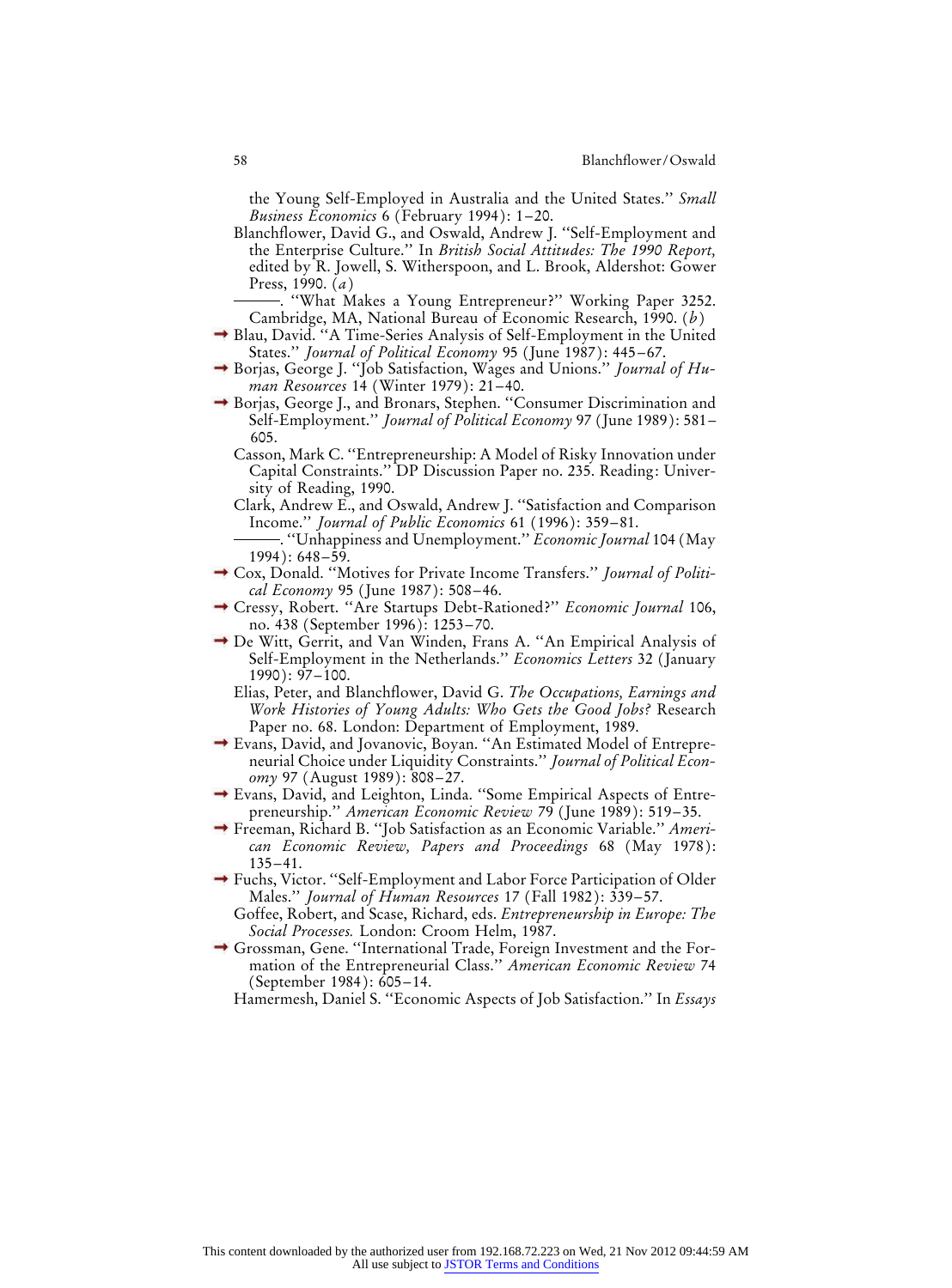the Young Self-Employed in Australia and the United States." *Small Business Economics* 6 (February 1994): 1–20.

Blanchflower, David G., and Oswald, Andrew J. "Self-Employment and the Enterprise Culture." In *British Social Attitudes: The 1990 Report,* edited by R. Jowell, S. Witherspoon, and L. Brook, Aldershot: Gower Press, 1990. (*a*)

———. "What Makes a Young Entrepreneur?" Working Paper 3252. Cambridge, MA, National Bureau of Economic Research, 1990. (*b*)

Blau, David. "A Time-Series Analysis of Self-Employment in the United States." *Journal of Political Economy* 95 (June 1987): 445–67.

Borjas, George J. "Job Satisfaction, Wages and Unions." *Journal of Human Resources* 14 (Winter 1979): 21–40.

Borjas, George J., and Bronars, Stephen. "Consumer Discrimination and Self-Employment." *Journal of Political Economy* 97 (June 1989): 581–605.

Casson, Mark C. "Entrepreneurship: A Model of Risky Innovation under Capital Constraints." DP Discussion Paper no. 235. Reading: University of Reading, 1990.

Clark, Andrew E., and Oswald, Andrew J. "Satisfaction and Comparison Income." *Journal of Public Economics* 61 (1996): 359–81.

———. "Unhappiness and Unemployment." *Economic Journal* 104 (May 1994): 648–59.

Cox, Donald. "Motives for Private Income Transfers." *Journal of Political Economy* 95 (June 1987): 508–46.

Cressy, Robert. "Are Startups Debt-Rationed?" *Economic Journal* 106, no. 438 (September 1996): 1253–70.

De Witt, Gerrit, and Van Winden, Frans A. "An Empirical Analysis of Self-Employment in the Netherlands." *Economics Letters* 32 (January 1990): 97–100.

Elias, Peter, and Blanchflower, David G. *The Occupations, Earnings and Work Histories of Young Adults: Who Gets the Good Jobs?* Research Paper no. 68. London: Department of Employment, 1989.

Evans, David, and Jovanovic, Boyan. "An Estimated Model of Entrepreneurial Choice under Liquidity Constraints." *Journal of Political Economy* 97 (August 1989): 808–27.

Evans, David, and Leighton, Linda. "Some Empirical Aspects of Entrepreneurship." *American Economic Review* 79 (June 1989): 519–35.

Freeman, Richard B. "Job Satisfaction as an Economic Variable." *American Economic Review, Papers and Proceedings* 68 (May 1978): 135–41.

Fuchs, Victor. "Self-Employment and Labor Force Participation of Older Males." *Journal of Human Resources* 17 (Fall 1982): 339–57.

Goffee, Robert, and Scase, Richard, eds. *Entrepreneurship in Europe: The Social Processes.* London: Croom Helm, 1987.

Grossman, Gene. "International Trade, Foreign Investment and the Formation of the Entrepreneurial Class." *American Economic Review* 74 (September 1984): 605–14.

Hamermesh, Daniel S. "Economic Aspects of Job Satisfaction." In *Essays*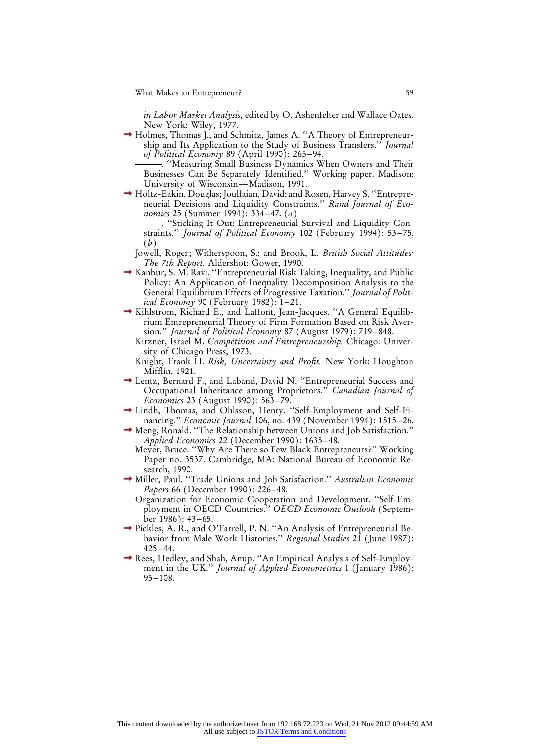*in Labor Market Analysis,* edited by O. Ashenfelter and Wallace Oates. New York: Wiley, 1977.

Holmes, Thomas J., and Schmitz, James A. "A Theory of Entrepreneurship and Its Application to the Study of Business Transfers." *Journal of Political Economy* 89 (April 1990): 265–94.

———. "Measuring Small Business Dynamics When Owners and Their Businesses Can Be Separately Identified." Working paper. Madison: University of Wisconsin—Madison, 1991.

Holtz-Eakin, Douglas; Joulfaian, David; and Rosen, Harvey S. "Entrepreneurial Decisions and Liquidity Constraints." *Rand Journal of Economics* 25 (Summer 1994): 334–47. (*a*)

———. "Sticking It Out: Entrepreneurial Survival and Liquidity Constraints." *Journal of Political Economy* 102 (February 1994): 53–75. (*b*)

Jowell, Roger; Witherspoon, S.; and Brook, L. *British Social Attitudes: The 7th Report.* Aldershot: Gower, 1990.

Kanbur, S. M. Ravi. "Entrepreneurial Risk Taking, Inequality, and Public Policy: An Application of Inequality Decomposition Analysis to the General Equilibrium Effects of Progressive Taxation." *Journal of Political Economy* 90 (February 1982): 1–21.

Kihlstrom, Richard E., and Laffont, Jean-Jacques. "A General Equilibrium Entrepreneurial Theory of Firm Formation Based on Risk Aversion." *Journal of Political Economy* 87 (August 1979): 719–848.

Kirzner, Israel M. *Competition and Entrepreneurship.* Chicago: University of Chicago Press, 1973.

Knight, Frank H. *Risk, Uncertainty and Profit.* New York: Houghton Mifflin, 1921.

Lentz, Bernard F., and Laband, David N. "Entrepreneurial Success and Occupational Inheritance among Proprietors." *Canadian Journal of Economics* 23 (August 1990): 563–79.

Lindh, Thomas, and Ohlsson, Henry. "Self-Employment and Self-Financing." *Economic Journal* 106, no. 439 (November 1994): 1515–26.

Meng, Ronald. "The Relationship between Unions and Job Satisfaction." *Applied Economics* 22 (December 1990): 1635–48.

Meyer, Bruce. "Why Are There so Few Black Entrepreneurs?" Working Paper no. 3537. Cambridge, MA: National Bureau of Economic Research, 1990.

Miller, Paul. "Trade Unions and Job Satisfaction." *Australian Economic Papers* 66 (December 1990): 226–48.

Organization for Economic Cooperation and Development. "Self-Employment in OECD Countries." *OECD Economic Outlook* (September 1986): 43–65.

Pickles, A. R., and O'Farrell, P. N. "An Analysis of Entrepreneurial Behavior from Male Work Histories." *Regional Studies* 21 (June 1987): 425–44.

Rees, Hedley, and Shah, Anup. "An Empirical Analysis of Self-Employment in the UK." *Journal of Applied Econometrics* 1 (January 1986): 95–108.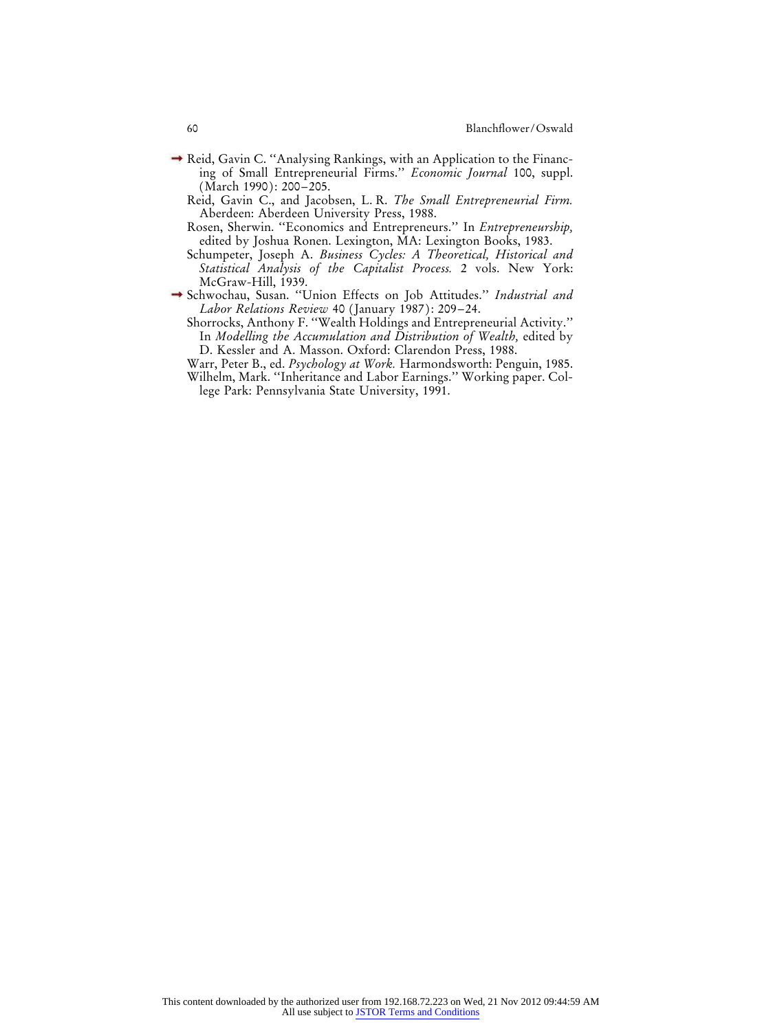Reid, Gavin C. "Analysing Rankings, with an Application to the Financing of Small Entrepreneurial Firms." *Economic Journal* 100, suppl. (March 1990): 200–205.

Reid, Gavin C., and Jacobsen, L. R. *The Small Entrepreneurial Firm.* Aberdeen: Aberdeen University Press, 1988.

Rosen, Sherwin. "Economics and Entrepreneurs." In *Entrepreneurship,* edited by Joshua Ronen. Lexington, MA: Lexington Books, 1983.

Schumpeter, Joseph A. *Business Cycles: A Theoretical, Historical and Statistical Analysis of the Capitalist Process.* 2 vols. New York: McGraw-Hill, 1939.

Schwochau, Susan. "Union Effects on Job Attitudes." *Industrial and Labor Relations Review* 40 (January 1987): 209–24.

Shorrocks, Anthony F. "Wealth Holdings and Entrepreneurial Activity." In *Modelling the Accumulation and Distribution of Wealth,* edited by D. Kessler and A. Masson. Oxford: Clarendon Press, 1988.

Warr, Peter B., ed. *Psychology at Work.* Harmondsworth: Penguin, 1985.

Wilhelm, Mark. "Inheritance and Labor Earnings." Working paper. College Park: Pennsylvania State University, 1991.